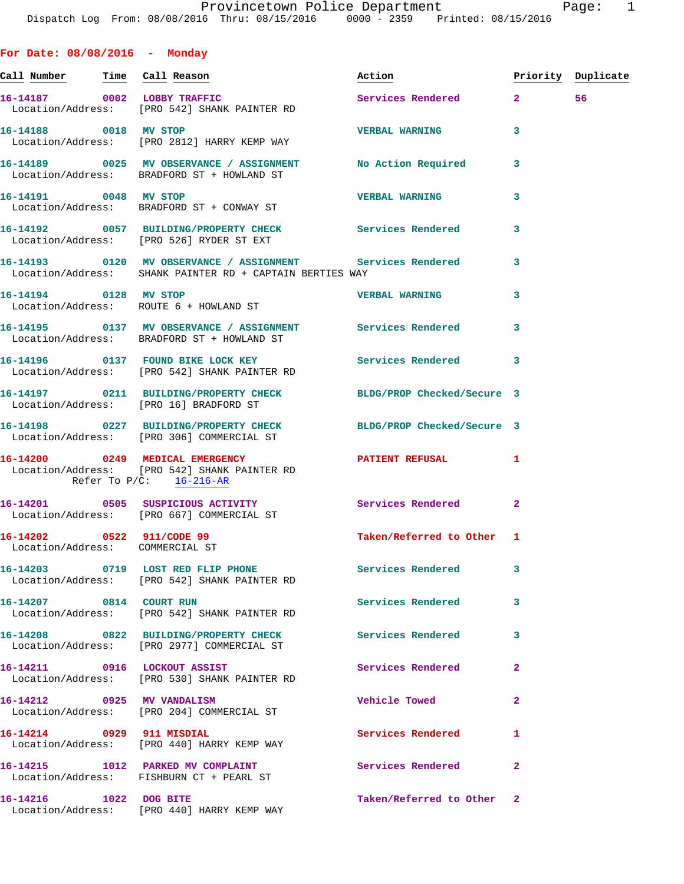Provincetown Police Department
Dispatch Log From: 08/08/2016 Thru: 08/15/2016 0000 - 2359 Printed: 08/15/2016

## For Date: 08/08/2016 - Monday

| Call Number | Time | Call Reason | Action | Priority | Duplicate |
|---|---|---|---|---|---|
| 16-14187 | 0002 | LOBBY TRAFFIC | Services Rendered | 2 | 56 |
| Location/Address: | | [PRO 542] SHANK PAINTER RD | | | |
| 16-14188 | 0018 | MV STOP | VERBAL WARNING | 3 | |
| Location/Address: | | [PRO 2812] HARRY KEMP WAY | | | |
| 16-14189 | 0025 | MV OBSERVANCE / ASSIGNMENT | No Action Required | 3 | |
| Location/Address: | | BRADFORD ST + HOWLAND ST | | | |
| 16-14191 | 0048 | MV STOP | VERBAL WARNING | 3 | |
| Location/Address: | | BRADFORD ST + CONWAY ST | | | |
| 16-14192 | 0057 | BUILDING/PROPERTY CHECK | Services Rendered | 3 | |
| Location/Address: | | [PRO 526] RYDER ST EXT | | | |
| 16-14193 | 0120 | MV OBSERVANCE / ASSIGNMENT | Services Rendered | 3 | |
| Location/Address: | | SHANK PAINTER RD + CAPTAIN BERTIES WAY | | | |
| 16-14194 | 0128 | MV STOP | VERBAL WARNING | 3 | |
| Location/Address: | | ROUTE 6 + HOWLAND ST | | | |
| 16-14195 | 0137 | MV OBSERVANCE / ASSIGNMENT | Services Rendered | 3 | |
| Location/Address: | | BRADFORD ST + HOWLAND ST | | | |
| 16-14196 | 0137 | FOUND BIKE LOCK KEY | Services Rendered | 3 | |
| Location/Address: | | [PRO 542] SHANK PAINTER RD | | | |
| 16-14197 | 0211 | BUILDING/PROPERTY CHECK | BLDG/PROP Checked/Secure | 3 | |
| Location/Address: | | [PRO 16] BRADFORD ST | | | |
| 16-14198 | 0227 | BUILDING/PROPERTY CHECK | BLDG/PROP Checked/Secure | 3 | |
| Location/Address: | | [PRO 306] COMMERCIAL ST | | | |
| 16-14200 | 0249 | MEDICAL EMERGENCY | PATIENT REFUSAL | 1 | |
| Location/Address: | | [PRO 542] SHANK PAINTER RD | | | |
| Refer To P/C: | | 16-216-AR | | | |
| 16-14201 | 0505 | SUSPICIOUS ACTIVITY | Services Rendered | 2 | |
| Location/Address: | | [PRO 667] COMMERCIAL ST | | | |
| 16-14202 | 0522 | 911/CODE 99 | Taken/Referred to Other | 1 | |
| Location/Address: | | COMMERCIAL ST | | | |
| 16-14203 | 0719 | LOST RED FLIP PHONE | Services Rendered | 3 | |
| Location/Address: | | [PRO 542] SHANK PAINTER RD | | | |
| 16-14207 | 0814 | COURT RUN | Services Rendered | 3 | |
| Location/Address: | | [PRO 542] SHANK PAINTER RD | | | |
| 16-14208 | 0822 | BUILDING/PROPERTY CHECK | Services Rendered | 3 | |
| Location/Address: | | [PRO 2977] COMMERCIAL ST | | | |
| 16-14211 | 0916 | LOCKOUT ASSIST | Services Rendered | 2 | |
| Location/Address: | | [PRO 530] SHANK PAINTER RD | | | |
| 16-14212 | 0925 | MV VANDALISM | Vehicle Towed | 2 | |
| Location/Address: | | [PRO 204] COMMERCIAL ST | | | |
| 16-14214 | 0929 | 911 MISDIAL | Services Rendered | 1 | |
| Location/Address: | | [PRO 440] HARRY KEMP WAY | | | |
| 16-14215 | 1012 | PARKED MV COMPLAINT | Services Rendered | 2 | |
| Location/Address: | | FISHBURN CT + PEARL ST | | | |
| 16-14216 | 1022 | DOG BITE | Taken/Referred to Other | 2 | |
| Location/Address: | | [PRO 440] HARRY KEMP WAY | | | |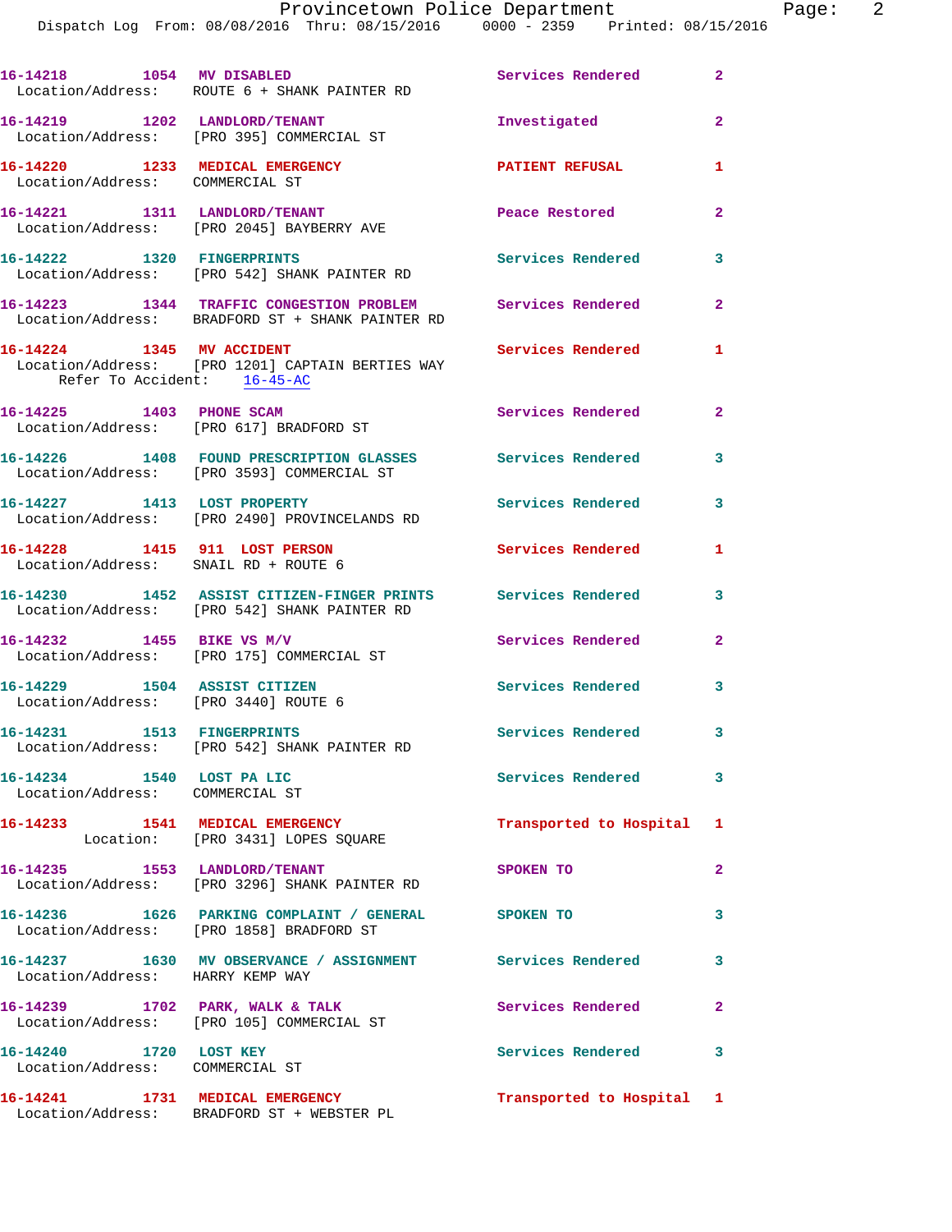16-14218 1054 MV DISABLED Services Rendered 2
Location/Address: ROUTE 6 + SHANK PAINTER RD

16-14219 1202 LANDLORD/TENANT Investigated 2
Location/Address: [PRO 395] COMMERCIAL ST

16-14220 1233 MEDICAL EMERGENCY PATIENT REFUSAL 1
Location/Address: COMMERCIAL ST

16-14221 1311 LANDLORD/TENANT Peace Restored 2
Location/Address: [PRO 2045] BAYBERRY AVE

16-14222 1320 FINGERPRINTS Services Rendered 3
Location/Address: [PRO 542] SHANK PAINTER RD

16-14223 1344 TRAFFIC CONGESTION PROBLEM Services Rendered 2
Location/Address: BRADFORD ST + SHANK PAINTER RD

16-14224 1345 MV ACCIDENT Services Rendered 1
Location/Address: [PRO 1201] CAPTAIN BERTIES WAY
Refer To Accident: 16-45-AC

16-14225 1403 PHONE SCAM Services Rendered 2
Location/Address: [PRO 617] BRADFORD ST

16-14226 1408 FOUND PRESCRIPTION GLASSES Services Rendered 3
Location/Address: [PRO 3593] COMMERCIAL ST

16-14227 1413 LOST PROPERTY Services Rendered 3
Location/Address: [PRO 2490] PROVINCELANDS RD

16-14228 1415 911 LOST PERSON Services Rendered 1
Location/Address: SNAIL RD + ROUTE 6

16-14230 1452 ASSIST CITIZEN-FINGER PRINTS Services Rendered 3
Location/Address: [PRO 542] SHANK PAINTER RD

16-14232 1455 BIKE VS M/V Services Rendered 2
Location/Address: [PRO 175] COMMERCIAL ST

16-14229 1504 ASSIST CITIZEN Services Rendered 3
Location/Address: [PRO 3440] ROUTE 6

16-14231 1513 FINGERPRINTS Services Rendered 3
Location/Address: [PRO 542] SHANK PAINTER RD

16-14234 1540 LOST PA LIC Services Rendered 3
Location/Address: COMMERCIAL ST

16-14233 1541 MEDICAL EMERGENCY Transported to Hospital 1
Location: [PRO 3431] LOPES SQUARE

16-14235 1553 LANDLORD/TENANT SPOKEN TO 2
Location/Address: [PRO 3296] SHANK PAINTER RD

16-14236 1626 PARKING COMPLAINT / GENERAL SPOKEN TO 3
Location/Address: [PRO 1858] BRADFORD ST

16-14237 1630 MV OBSERVANCE / ASSIGNMENT Services Rendered 3
Location/Address: HARRY KEMP WAY

16-14239 1702 PARK, WALK & TALK Services Rendered 2
Location/Address: [PRO 105] COMMERCIAL ST

16-14240 1720 LOST KEY Services Rendered 3
Location/Address: COMMERCIAL ST

16-14241 1731 MEDICAL EMERGENCY Transported to Hospital 1
Location/Address: BRADFORD ST + WEBSTER PL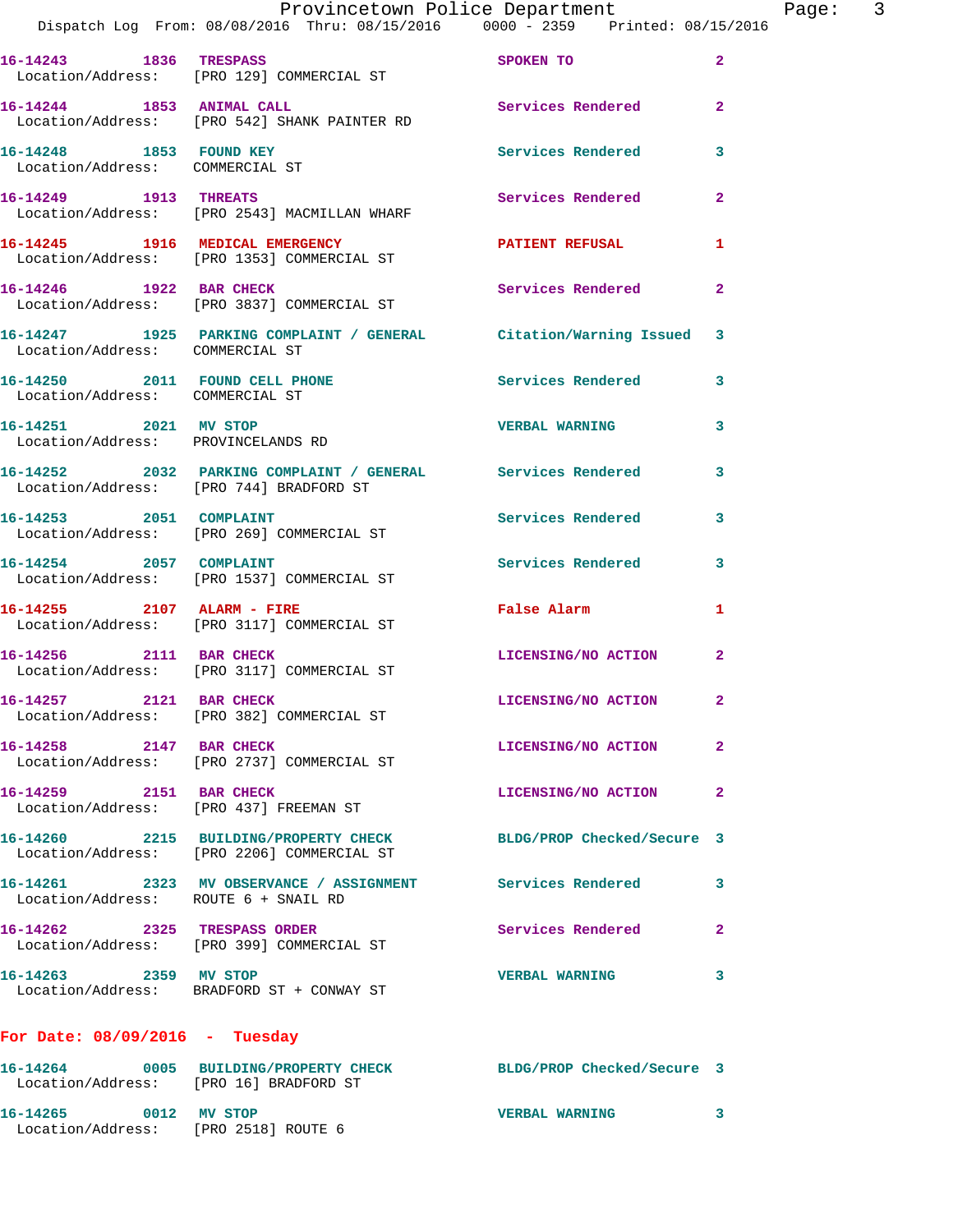16-14243 1836 TRESPASS SPOKEN TO 2
Location/Address: [PRO 129] COMMERCIAL ST

16-14244 1853 ANIMAL CALL Services Rendered 2
Location/Address: [PRO 542] SHANK PAINTER RD

16-14248 1853 FOUND KEY Services Rendered 3
Location/Address: COMMERCIAL ST

16-14249 1913 THREATS Services Rendered 2
Location/Address: [PRO 2543] MACMILLAN WHARF

16-14245 1916 MEDICAL EMERGENCY PATIENT REFUSAL 1
Location/Address: [PRO 1353] COMMERCIAL ST

16-14246 1922 BAR CHECK Services Rendered 2
Location/Address: [PRO 3837] COMMERCIAL ST

16-14247 1925 PARKING COMPLAINT / GENERAL Citation/Warning Issued 3
Location/Address: COMMERCIAL ST

16-14250 2011 FOUND CELL PHONE Services Rendered 3
Location/Address: COMMERCIAL ST

16-14251 2021 MV STOP VERBAL WARNING 3
Location/Address: PROVINCELANDS RD

16-14252 2032 PARKING COMPLAINT / GENERAL Services Rendered 3
Location/Address: [PRO 744] BRADFORD ST

16-14253 2051 COMPLAINT Services Rendered 3
Location/Address: [PRO 269] COMMERCIAL ST

16-14254 2057 COMPLAINT Services Rendered 3
Location/Address: [PRO 1537] COMMERCIAL ST

16-14255 2107 ALARM - FIRE False Alarm 1
Location/Address: [PRO 3117] COMMERCIAL ST

16-14256 2111 BAR CHECK LICENSING/NO ACTION 2
Location/Address: [PRO 3117] COMMERCIAL ST

16-14257 2121 BAR CHECK LICENSING/NO ACTION 2
Location/Address: [PRO 382] COMMERCIAL ST

16-14258 2147 BAR CHECK LICENSING/NO ACTION 2
Location/Address: [PRO 2737] COMMERCIAL ST

16-14259 2151 BAR CHECK LICENSING/NO ACTION 2
Location/Address: [PRO 437] FREEMAN ST

16-14260 2215 BUILDING/PROPERTY CHECK BLDG/PROP Checked/Secure 3
Location/Address: [PRO 2206] COMMERCIAL ST

16-14261 2323 MV OBSERVANCE / ASSIGNMENT Services Rendered 3
Location/Address: ROUTE 6 + SNAIL RD

16-14262 2325 TRESPASS ORDER Services Rendered 2
Location/Address: [PRO 399] COMMERCIAL ST

16-14263 2359 MV STOP VERBAL WARNING 3
Location/Address: BRADFORD ST + CONWAY ST

**For Date: 08/09/2016 - Tuesday**

16-14264 0005 BUILDING/PROPERTY CHECK BLDG/PROP Checked/Secure 3
Location/Address: [PRO 16] BRADFORD ST

16-14265 0012 MV STOP VERBAL WARNING 3
Location/Address: [PRO 2518] ROUTE 6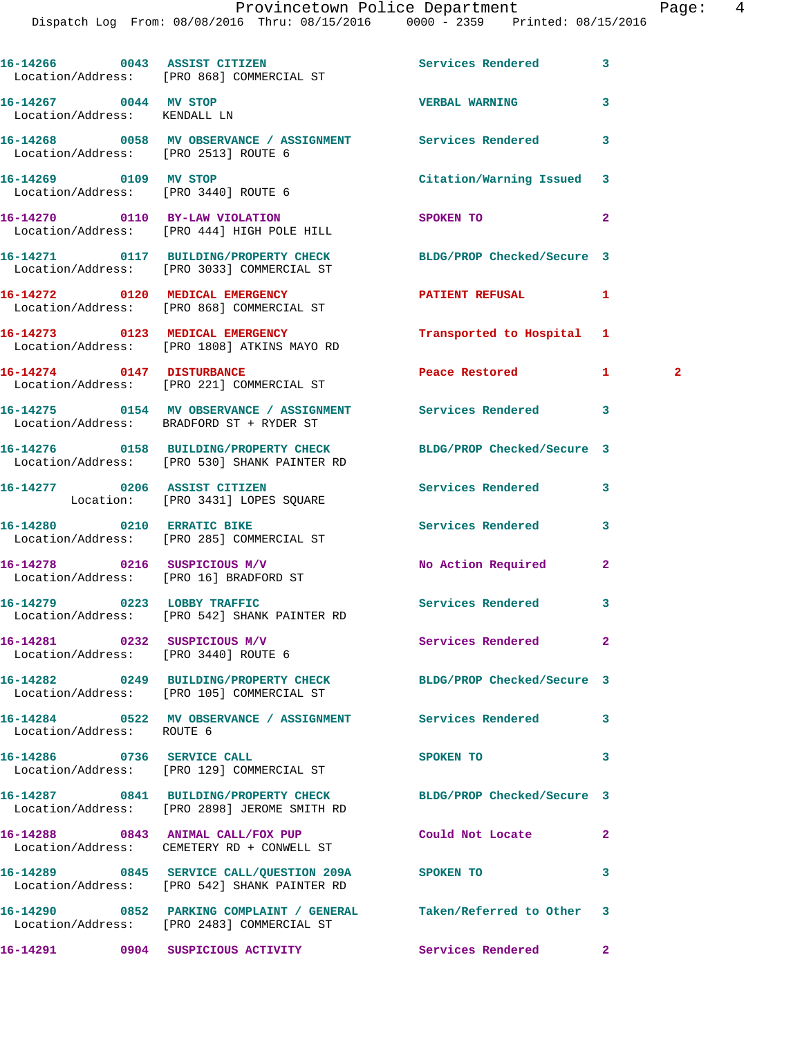16-14266 0043 ASSIST CITIZEN Services Rendered 3
Location/Address: [PRO 868] COMMERCIAL ST

16-14267 0044 MV STOP VERBAL WARNING 3
Location/Address: KENDALL LN

16-14268 0058 MV OBSERVANCE / ASSIGNMENT Services Rendered 3
Location/Address: [PRO 2513] ROUTE 6

16-14269 0109 MV STOP Citation/Warning Issued 3
Location/Address: [PRO 3440] ROUTE 6

16-14270 0110 BY-LAW VIOLATION SPOKEN TO 2
Location/Address: [PRO 444] HIGH POLE HILL

16-14271 0117 BUILDING/PROPERTY CHECK BLDG/PROP Checked/Secure 3
Location/Address: [PRO 3033] COMMERCIAL ST

16-14272 0120 MEDICAL EMERGENCY PATIENT REFUSAL 1
Location/Address: [PRO 868] COMMERCIAL ST

16-14273 0123 MEDICAL EMERGENCY Transported to Hospital 1
Location/Address: [PRO 1808] ATKINS MAYO RD

16-14274 0147 DISTURBANCE Peace Restored 1 2
Location/Address: [PRO 221] COMMERCIAL ST

16-14275 0154 MV OBSERVANCE / ASSIGNMENT Services Rendered 3
Location/Address: BRADFORD ST + RYDER ST

16-14276 0158 BUILDING/PROPERTY CHECK BLDG/PROP Checked/Secure 3
Location/Address: [PRO 530] SHANK PAINTER RD

16-14277 0206 ASSIST CITIZEN Services Rendered 3
Location: [PRO 3431] LOPES SQUARE

16-14280 0210 ERRATIC BIKE Services Rendered 3
Location/Address: [PRO 285] COMMERCIAL ST

16-14278 0216 SUSPICIOUS M/V No Action Required 2
Location/Address: [PRO 16] BRADFORD ST

16-14279 0223 LOBBY TRAFFIC Services Rendered 3
Location/Address: [PRO 542] SHANK PAINTER RD

16-14281 0232 SUSPICIOUS M/V Services Rendered 2
Location/Address: [PRO 3440] ROUTE 6

16-14282 0249 BUILDING/PROPERTY CHECK BLDG/PROP Checked/Secure 3
Location/Address: [PRO 105] COMMERCIAL ST

16-14284 0522 MV OBSERVANCE / ASSIGNMENT Services Rendered 3
Location/Address: ROUTE 6

16-14286 0736 SERVICE CALL SPOKEN TO 3
Location/Address: [PRO 129] COMMERCIAL ST

16-14287 0841 BUILDING/PROPERTY CHECK BLDG/PROP Checked/Secure 3
Location/Address: [PRO 2898] JEROME SMITH RD

16-14288 0843 ANIMAL CALL/FOX PUP Could Not Locate 2
Location/Address: CEMETERY RD + CONWELL ST

16-14289 0845 SERVICE CALL/QUESTION 209A SPOKEN TO 3
Location/Address: [PRO 542] SHANK PAINTER RD

16-14290 0852 PARKING COMPLAINT / GENERAL Taken/Referred to Other 3
Location/Address: [PRO 2483] COMMERCIAL ST

16-14291 0904 SUSPICIOUS ACTIVITY Services Rendered 2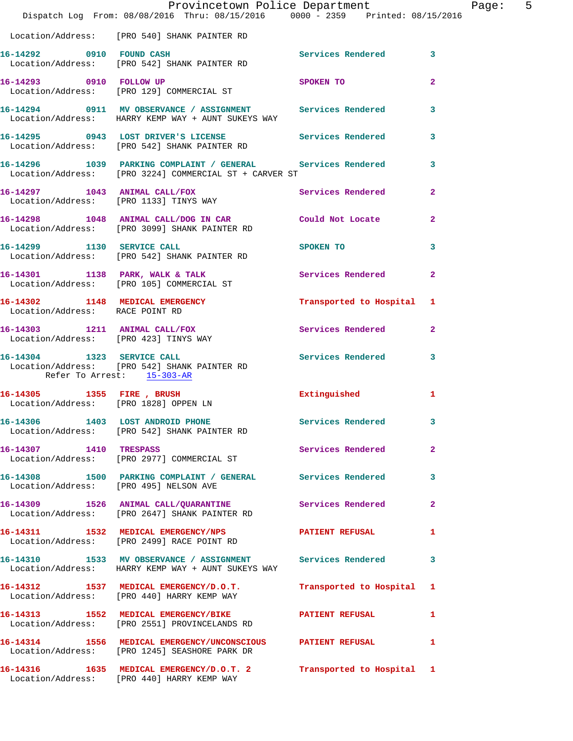Location/Address: [PRO 540] SHANK PAINTER RD

**16-14292** 0910 **FOUND CASH** Services Rendered 3
Location/Address: [PRO 542] SHANK PAINTER RD

**16-14293** 0910 **FOLLOW UP** SPOKEN TO 2
Location/Address: [PRO 129] COMMERCIAL ST

**16-14294** 0911 **MV OBSERVANCE / ASSIGNMENT** Services Rendered 3
Location/Address: HARRY KEMP WAY + AUNT SUKEYS WAY

**16-14295** 0943 **LOST DRIVER'S LICENSE** Services Rendered 3
Location/Address: [PRO 542] SHANK PAINTER RD

**16-14296** 1039 **PARKING COMPLAINT / GENERAL** Services Rendered 3
Location/Address: [PRO 3224] COMMERCIAL ST + CARVER ST

**16-14297** 1043 **ANIMAL CALL/FOX** Services Rendered 2
Location/Address: [PRO 1133] TINYS WAY

**16-14298** 1048 **ANIMAL CALL/DOG IN CAR** Could Not Locate 2
Location/Address: [PRO 3099] SHANK PAINTER RD

**16-14299** 1130 **SERVICE CALL** SPOKEN TO 3
Location/Address: [PRO 542] SHANK PAINTER RD

**16-14301** 1138 **PARK, WALK & TALK** Services Rendered 2
Location/Address: [PRO 105] COMMERCIAL ST

**16-14302** 1148 **MEDICAL EMERGENCY** Transported to Hospital 1
Location/Address: RACE POINT RD

**16-14303** 1211 **ANIMAL CALL/FOX** Services Rendered 2
Location/Address: [PRO 423] TINYS WAY

**16-14304** 1323 **SERVICE CALL** Services Rendered 3
Location/Address: [PRO 542] SHANK PAINTER RD
Refer To Arrest: 15-303-AR

**16-14305** 1355 **FIRE , BRUSH** Extinguished 1
Location/Address: [PRO 1828] OPPEN LN

**16-14306** 1403 **LOST ANDROID PHONE** Services Rendered 3
Location/Address: [PRO 542] SHANK PAINTER RD

**16-14307** 1410 **TRESPASS** Services Rendered 2
Location/Address: [PRO 2977] COMMERCIAL ST

**16-14308** 1500 **PARKING COMPLAINT / GENERAL** Services Rendered 3
Location/Address: [PRO 495] NELSON AVE

**16-14309** 1526 **ANIMAL CALL/QUARANTINE** Services Rendered 2
Location/Address: [PRO 2647] SHANK PAINTER RD

**16-14311** 1532 **MEDICAL EMERGENCY/NPS** PATIENT REFUSAL 1
Location/Address: [PRO 2499] RACE POINT RD

**16-14310** 1533 **MV OBSERVANCE / ASSIGNMENT** Services Rendered 3
Location/Address: HARRY KEMP WAY + AUNT SUKEYS WAY

**16-14312** 1537 **MEDICAL EMERGENCY/D.O.T.** Transported to Hospital 1
Location/Address: [PRO 440] HARRY KEMP WAY

**16-14313** 1552 **MEDICAL EMERGENCY/BIKE** PATIENT REFUSAL 1
Location/Address: [PRO 2551] PROVINCELANDS RD

**16-14314** 1556 **MEDICAL EMERGENCY/UNCONSCIOUS** PATIENT REFUSAL 1
Location/Address: [PRO 1245] SEASHORE PARK DR

**16-14316** 1635 **MEDICAL EMERGENCY/D.O.T. 2** Transported to Hospital 1
Location/Address: [PRO 440] HARRY KEMP WAY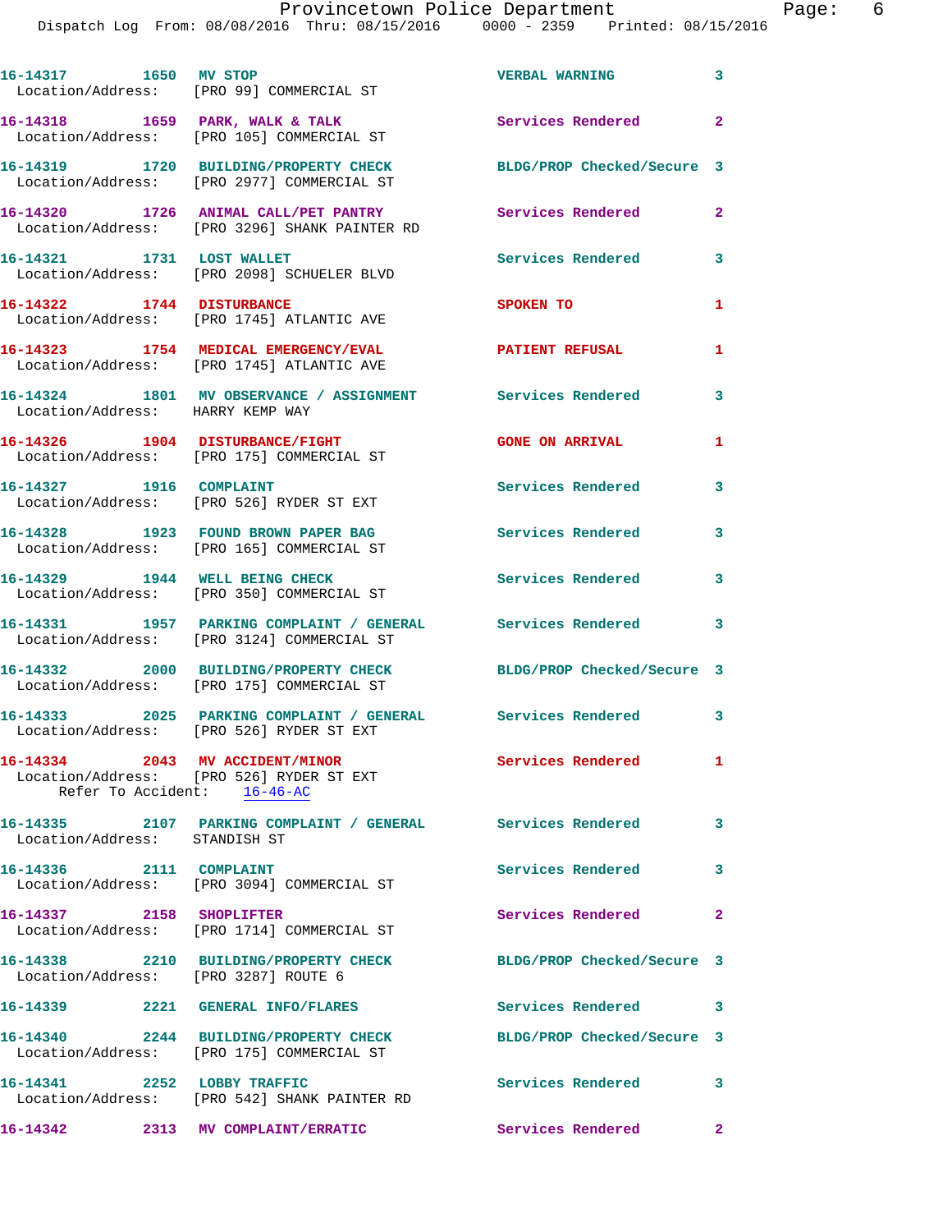16-14317 1650 MV STOP VERBAL WARNING 3
Location/Address: [PRO 99] COMMERCIAL ST

16-14318 1659 PARK, WALK & TALK Services Rendered 2
Location/Address: [PRO 105] COMMERCIAL ST

16-14319 1720 BUILDING/PROPERTY CHECK BLDG/PROP Checked/Secure 3
Location/Address: [PRO 2977] COMMERCIAL ST

16-14320 1726 ANIMAL CALL/PET PANTRY Services Rendered 2
Location/Address: [PRO 3296] SHANK PAINTER RD

16-14321 1731 LOST WALLET Services Rendered 3
Location/Address: [PRO 2098] SCHUELER BLVD

16-14322 1744 DISTURBANCE SPOKEN TO 1
Location/Address: [PRO 1745] ATLANTIC AVE

16-14323 1754 MEDICAL EMERGENCY/EVAL PATIENT REFUSAL 1
Location/Address: [PRO 1745] ATLANTIC AVE

16-14324 1801 MV OBSERVANCE / ASSIGNMENT Services Rendered 3
Location/Address: HARRY KEMP WAY

16-14326 1904 DISTURBANCE/FIGHT GONE ON ARRIVAL 1
Location/Address: [PRO 175] COMMERCIAL ST

16-14327 1916 COMPLAINT Services Rendered 3
Location/Address: [PRO 526] RYDER ST EXT

16-14328 1923 FOUND BROWN PAPER BAG Services Rendered 3
Location/Address: [PRO 165] COMMERCIAL ST

16-14329 1944 WELL BEING CHECK Services Rendered 3
Location/Address: [PRO 350] COMMERCIAL ST

16-14331 1957 PARKING COMPLAINT / GENERAL Services Rendered 3
Location/Address: [PRO 3124] COMMERCIAL ST

16-14332 2000 BUILDING/PROPERTY CHECK BLDG/PROP Checked/Secure 3
Location/Address: [PRO 175] COMMERCIAL ST

16-14333 2025 PARKING COMPLAINT / GENERAL Services Rendered 3
Location/Address: [PRO 526] RYDER ST EXT

16-14334 2043 MV ACCIDENT/MINOR Services Rendered 1
Location/Address: [PRO 526] RYDER ST EXT
Refer To Accident: 16-46-AC

16-14335 2107 PARKING COMPLAINT / GENERAL Services Rendered 3
Location/Address: STANDISH ST

16-14336 2111 COMPLAINT Services Rendered 3
Location/Address: [PRO 3094] COMMERCIAL ST

16-14337 2158 SHOPLIFTER Services Rendered 2
Location/Address: [PRO 1714] COMMERCIAL ST

16-14338 2210 BUILDING/PROPERTY CHECK BLDG/PROP Checked/Secure 3
Location/Address: [PRO 3287] ROUTE 6

16-14339 2221 GENERAL INFO/FLARES Services Rendered 3

16-14340 2244 BUILDING/PROPERTY CHECK BLDG/PROP Checked/Secure 3
Location/Address: [PRO 175] COMMERCIAL ST

16-14341 2252 LOBBY TRAFFIC Services Rendered 3
Location/Address: [PRO 542] SHANK PAINTER RD

16-14342 2313 MV COMPLAINT/ERRATIC Services Rendered 2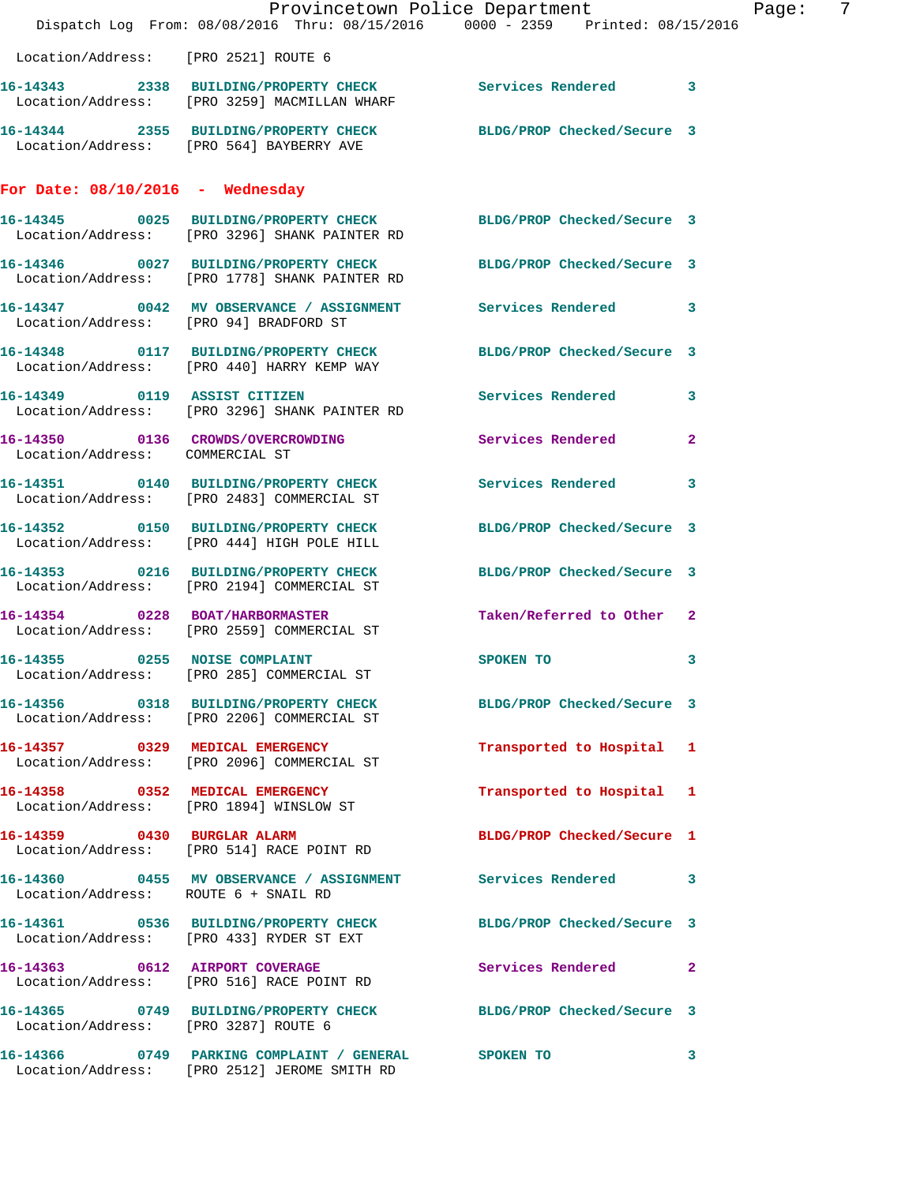Location/Address: [PRO 2521] ROUTE 6

16-14343 2338 BUILDING/PROPERTY CHECK Services Rendered 3
Location/Address: [PRO 3259] MACMILLAN WHARF

16-14344 2355 BUILDING/PROPERTY CHECK BLDG/PROP Checked/Secure 3
Location/Address: [PRO 564] BAYBERRY AVE

**For Date: 08/10/2016 - Wednesday**

16-14345 0025 BUILDING/PROPERTY CHECK BLDG/PROP Checked/Secure 3
Location/Address: [PRO 3296] SHANK PAINTER RD

16-14346 0027 BUILDING/PROPERTY CHECK BLDG/PROP Checked/Secure 3
Location/Address: [PRO 1778] SHANK PAINTER RD

16-14347 0042 MV OBSERVATION / ASSIGNMENT Services Rendered 3
Location/Address: [PRO 94] BRADFORD ST

16-14348 0117 BUILDING/PROPERTY CHECK BLDG/PROP Checked/Secure 3
Location/Address: [PRO 440] HARRY KEMP WAY

16-14349 0119 ASSIST CITIZEN Services Rendered 3
Location/Address: [PRO 3296] SHANK PAINTER RD

16-14350 0136 CROWDS/OVERCROWDING Services Rendered 2
Location/Address: COMMERCIAL ST

16-14351 0140 BUILDING/PROPERTY CHECK Services Rendered 3
Location/Address: [PRO 2483] COMMERCIAL ST

16-14352 0150 BUILDING/PROPERTY CHECK BLDG/PROP Checked/Secure 3
Location/Address: [PRO 444] HIGH POLE HILL

16-14353 0216 BUILDING/PROPERTY CHECK BLDG/PROP Checked/Secure 3
Location/Address: [PRO 2194] COMMERCIAL ST

16-14354 0228 BOAT/HARBORMASTER Taken/Referred to Other 2
Location/Address: [PRO 2559] COMMERCIAL ST

16-14355 0255 NOISE COMPLAINT SPOKEN TO 3
Location/Address: [PRO 285] COMMERCIAL ST

16-14356 0318 BUILDING/PROPERTY CHECK BLDG/PROP Checked/Secure 3
Location/Address: [PRO 2206] COMMERCIAL ST

16-14357 0329 MEDICAL EMERGENCY Transported to Hospital 1
Location/Address: [PRO 2096] COMMERCIAL ST

16-14358 0352 MEDICAL EMERGENCY Transported to Hospital 1
Location/Address: [PRO 1894] WINSLOW ST

16-14359 0430 BURGLAR ALARM BLDG/PROP Checked/Secure 1
Location/Address: [PRO 514] RACE POINT RD

16-14360 0455 MV OBSERVATION / ASSIGNMENT Services Rendered 3
Location/Address: ROUTE 6 + SNAIL RD

16-14361 0536 BUILDING/PROPERTY CHECK BLDG/PROP Checked/Secure 3
Location/Address: [PRO 433] RYDER ST EXT

16-14363 0612 AIRPORT COVERAGE Services Rendered 2
Location/Address: [PRO 516] RACE POINT RD

16-14365 0749 BUILDING/PROPERTY CHECK BLDG/PROP Checked/Secure 3
Location/Address: [PRO 3287] ROUTE 6

16-14366 0749 PARKING COMPLAINT / GENERAL SPOKEN TO 3
Location/Address: [PRO 2512] JEROME SMITH RD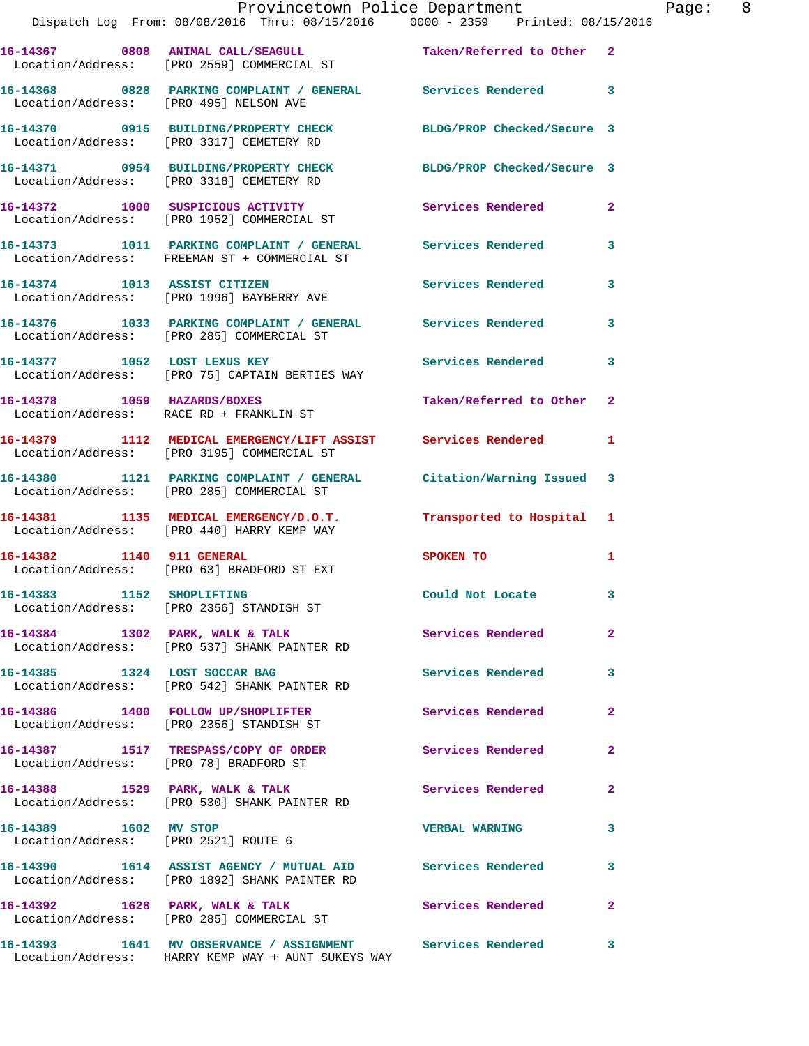16-14367 0808 ANIMAL CALL/SEAGULL Taken/Referred to Other 2
 Location/Address: [PRO 2559] COMMERCIAL ST

16-14368 0828 PARKING COMPLAINT / GENERAL Services Rendered 3
 Location/Address: [PRO 495] NELSON AVE

16-14370 0915 BUILDING/PROPERTY CHECK BLDG/PROP Checked/Secure 3
 Location/Address: [PRO 3317] CEMETERY RD

16-14371 0954 BUILDING/PROPERTY CHECK BLDG/PROP Checked/Secure 3
 Location/Address: [PRO 3318] CEMETERY RD

16-14372 1000 SUSPICIOUS ACTIVITY Services Rendered 2
 Location/Address: [PRO 1952] COMMERCIAL ST

16-14373 1011 PARKING COMPLAINT / GENERAL Services Rendered 3
 Location/Address: FREEMAN ST + COMMERCIAL ST

16-14374 1013 ASSIST CITIZEN Services Rendered 3
 Location/Address: [PRO 1996] BAYBERRY AVE

16-14376 1033 PARKING COMPLAINT / GENERAL Services Rendered 3
 Location/Address: [PRO 285] COMMERCIAL ST

16-14377 1052 LOST LEXUS KEY Services Rendered 3
 Location/Address: [PRO 75] CAPTAIN BERTIES WAY

16-14378 1059 HAZARDS/BOXES Taken/Referred to Other 2
 Location/Address: RACE RD + FRANKLIN ST

16-14379 1112 MEDICAL EMERGENCY/LIFT ASSIST Services Rendered 1
 Location/Address: [PRO 3195] COMMERCIAL ST

16-14380 1121 PARKING COMPLAINT / GENERAL Citation/Warning Issued 3
 Location/Address: [PRO 285] COMMERCIAL ST

16-14381 1135 MEDICAL EMERGENCY/D.O.T. Transported to Hospital 1
 Location/Address: [PRO 440] HARRY KEMP WAY

16-14382 1140 911 GENERAL SPOKEN TO 1
 Location/Address: [PRO 63] BRADFORD ST EXT

16-14383 1152 SHOPLIFTING Could Not Locate 3
 Location/Address: [PRO 2356] STANDISH ST

16-14384 1302 PARK, WALK & TALK Services Rendered 2
 Location/Address: [PRO 537] SHANK PAINTER RD

16-14385 1324 LOST SOCCAR BAG Services Rendered 3
 Location/Address: [PRO 542] SHANK PAINTER RD

16-14386 1400 FOLLOW UP/SHOPLIFTER Services Rendered 2
 Location/Address: [PRO 2356] STANDISH ST

16-14387 1517 TRESPASS/COPY OF ORDER Services Rendered 2
 Location/Address: [PRO 78] BRADFORD ST

16-14388 1529 PARK, WALK & TALK Services Rendered 2
 Location/Address: [PRO 530] SHANK PAINTER RD

16-14389 1602 MV STOP VERBAL WARNING 3
 Location/Address: [PRO 2521] ROUTE 6

16-14390 1614 ASSIST AGENCY / MUTUAL AID Services Rendered 3
 Location/Address: [PRO 1892] SHANK PAINTER RD

16-14392 1628 PARK, WALK & TALK Services Rendered 2
 Location/Address: [PRO 285] COMMERCIAL ST

16-14393 1641 MV OBSERVANCE / ASSIGNMENT Services Rendered 3
 Location/Address: HARRY KEMP WAY + AUNT SUKEYS WAY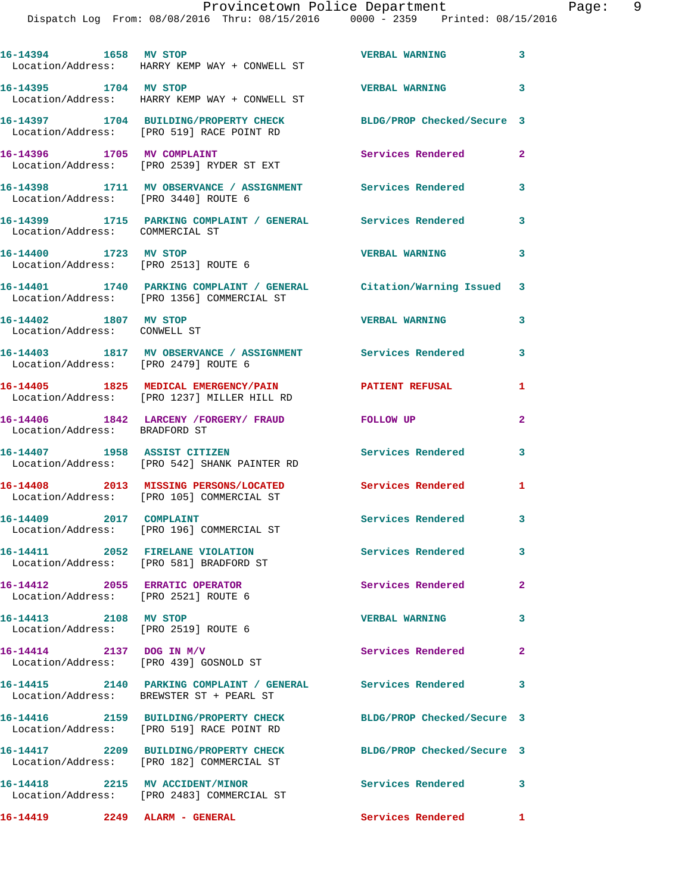16-14394 1658 MV STOP VERBAL WARNING 3
Location/Address: HARRY KEMP WAY + CONWELL ST

16-14395 1704 MV STOP VERBAL WARNING 3
Location/Address: HARRY KEMP WAY + CONWELL ST

16-14397 1704 BUILDING/PROPERTY CHECK BLDG/PROP Checked/Secure 3
Location/Address: [PRO 519] RACE POINT RD

16-14396 1705 MV COMPLAINT Services Rendered 2
Location/Address: [PRO 2539] RYDER ST EXT

16-14398 1711 MV OBSERVANCE / ASSIGNMENT Services Rendered 3
Location/Address: [PRO 3440] ROUTE 6

16-14399 1715 PARKING COMPLAINT / GENERAL Services Rendered 3
Location/Address: COMMERCIAL ST

16-14400 1723 MV STOP VERBAL WARNING 3
Location/Address: [PRO 2513] ROUTE 6

16-14401 1740 PARKING COMPLAINT / GENERAL Citation/Warning Issued 3
Location/Address: [PRO 1356] COMMERCIAL ST

16-14402 1807 MV STOP VERBAL WARNING 3
Location/Address: CONWELL ST

16-14403 1817 MV OBSERVANCE / ASSIGNMENT Services Rendered 3
Location/Address: [PRO 2479] ROUTE 6

16-14405 1825 MEDICAL EMERGENCY/PAIN PATIENT REFUSAL 1
Location/Address: [PRO 1237] MILLER HILL RD

16-14406 1842 LARCENY /FORGERY/ FRAUD FOLLOW UP 2
Location/Address: BRADFORD ST

16-14407 1958 ASSIST CITIZEN Services Rendered 3
Location/Address: [PRO 542] SHANK PAINTER RD

16-14408 2013 MISSING PERSONS/LOCATED Services Rendered 1
Location/Address: [PRO 105] COMMERCIAL ST

16-14409 2017 COMPLAINT Services Rendered 3
Location/Address: [PRO 196] COMMERCIAL ST

16-14411 2052 FIRELANE VIOLATION Services Rendered 3
Location/Address: [PRO 581] BRADFORD ST

16-14412 2055 ERRATIC OPERATOR Services Rendered 2
Location/Address: [PRO 2521] ROUTE 6

16-14413 2108 MV STOP VERBAL WARNING 3
Location/Address: [PRO 2519] ROUTE 6

16-14414 2137 DOG IN M/V Services Rendered 2
Location/Address: [PRO 439] GOSNOLD ST

16-14415 2140 PARKING COMPLAINT / GENERAL Services Rendered 3
Location/Address: BREWSTER ST + PEARL ST

16-14416 2159 BUILDING/PROPERTY CHECK BLDG/PROP Checked/Secure 3
Location/Address: [PRO 519] RACE POINT RD

16-14417 2209 BUILDING/PROPERTY CHECK BLDG/PROP Checked/Secure 3
Location/Address: [PRO 182] COMMERCIAL ST

16-14418 2215 MV ACCIDENT/MINOR Services Rendered 3
Location/Address: [PRO 2483] COMMERCIAL ST

16-14419 2249 ALARM - GENERAL Services Rendered 1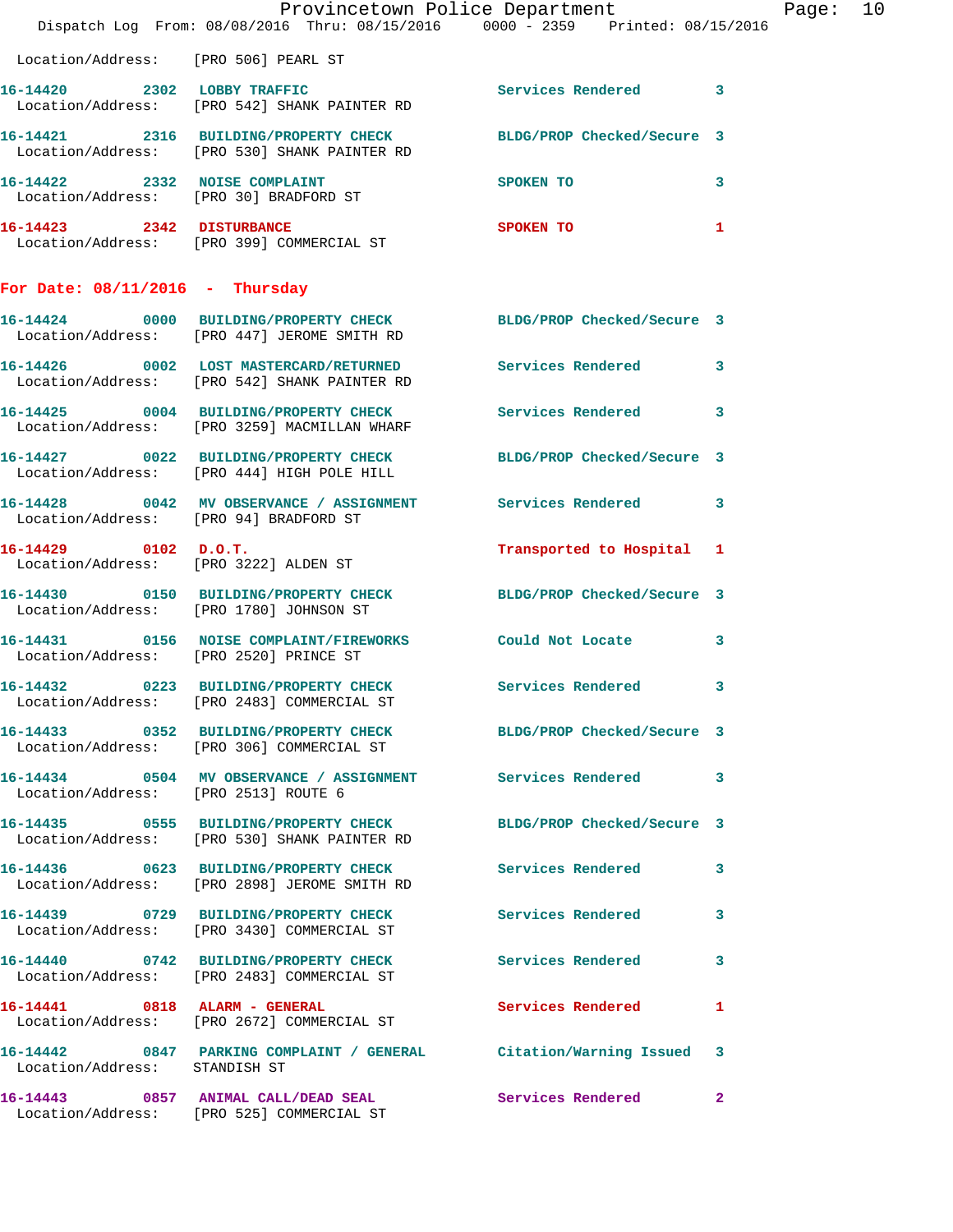Location/Address: [PRO 506] PEARL ST

| Call # | Time | Call Reason | Action | Priority |
|---|---|---|---|---|
| 16-14420 | 2302 | LOBBY TRAFFIC | Services Rendered | 3 |
| | | Location/Address: [PRO 542] SHANK PAINTER RD | | |
| 16-14421 | 2316 | BUILDING/PROPERTY CHECK | BLDG/PROP Checked/Secure | 3 |
| | | Location/Address: [PRO 530] SHANK PAINTER RD | | |
| 16-14422 | 2332 | NOISE COMPLAINT | SPOKEN TO | 3 |
| | | Location/Address: [PRO 30] BRADFORD ST | | |
| 16-14423 | 2342 | DISTURBANCE | SPOKEN TO | 1 |
| | | Location/Address: [PRO 399] COMMERCIAL ST | | |

## For Date: 08/11/2016 - Thursday

| Call # | Time | Call Reason | Action | Priority |
|---|---|---|---|---|
| 16-14424 | 0000 | BUILDING/PROPERTY CHECK | BLDG/PROP Checked/Secure | 3 |
| | | Location/Address: [PRO 447] JEROME SMITH RD | | |
| 16-14426 | 0002 | LOST MASTERCARD/RETURNED | Services Rendered | 3 |
| | | Location/Address: [PRO 542] SHANK PAINTER RD | | |
| 16-14425 | 0004 | BUILDING/PROPERTY CHECK | Services Rendered | 3 |
| | | Location/Address: [PRO 3259] MACMILLAN WHARF | | |
| 16-14427 | 0022 | BUILDING/PROPERTY CHECK | BLDG/PROP Checked/Secure | 3 |
| | | Location/Address: [PRO 444] HIGH POLE HILL | | |
| 16-14428 | 0042 | MV OBSERVANCE / ASSIGNMENT | Services Rendered | 3 |
| | | Location/Address: [PRO 94] BRADFORD ST | | |
| 16-14429 | 0102 | D.O.T. | Transported to Hospital | 1 |
| | | Location/Address: [PRO 3222] ALDEN ST | | |
| 16-14430 | 0150 | BUILDING/PROPERTY CHECK | BLDG/PROP Checked/Secure | 3 |
| | | Location/Address: [PRO 1780] JOHNSON ST | | |
| 16-14431 | 0156 | NOISE COMPLAINT/FIREWORKS | Could Not Locate | 3 |
| | | Location/Address: [PRO 2520] PRINCE ST | | |
| 16-14432 | 0223 | BUILDING/PROPERTY CHECK | Services Rendered | 3 |
| | | Location/Address: [PRO 2483] COMMERCIAL ST | | |
| 16-14433 | 0352 | BUILDING/PROPERTY CHECK | BLDG/PROP Checked/Secure | 3 |
| | | Location/Address: [PRO 306] COMMERCIAL ST | | |
| 16-14434 | 0504 | MV OBSERVANCE / ASSIGNMENT | Services Rendered | 3 |
| | | Location/Address: [PRO 2513] ROUTE 6 | | |
| 16-14435 | 0555 | BUILDING/PROPERTY CHECK | BLDG/PROP Checked/Secure | 3 |
| | | Location/Address: [PRO 530] SHANK PAINTER RD | | |
| 16-14436 | 0623 | BUILDING/PROPERTY CHECK | Services Rendered | 3 |
| | | Location/Address: [PRO 2898] JEROME SMITH RD | | |
| 16-14439 | 0729 | BUILDING/PROPERTY CHECK | Services Rendered | 3 |
| | | Location/Address: [PRO 3430] COMMERCIAL ST | | |
| 16-14440 | 0742 | BUILDING/PROPERTY CHECK | Services Rendered | 3 |
| | | Location/Address: [PRO 2483] COMMERCIAL ST | | |
| 16-14441 | 0818 | ALARM - GENERAL | Services Rendered | 1 |
| | | Location/Address: [PRO 2672] COMMERCIAL ST | | |
| 16-14442 | 0847 | PARKING COMPLAINT / GENERAL | Citation/Warning Issued | 3 |
| | | Location/Address: STANDISH ST | | |
| 16-14443 | 0857 | ANIMAL CALL/DEAD SEAL | Services Rendered | 2 |
| | | Location/Address: [PRO 525] COMMERCIAL ST | | |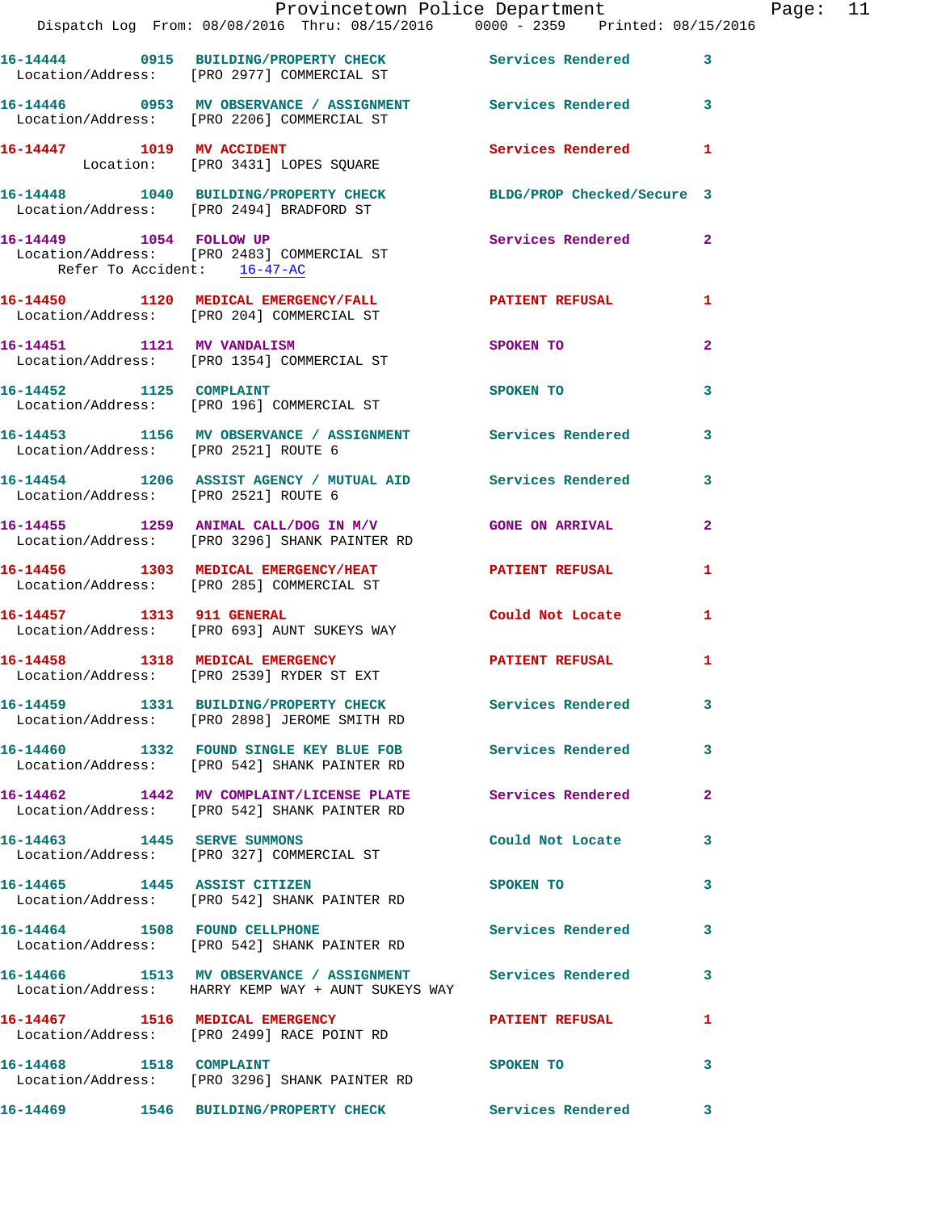16-14444 0915 BUILDING/PROPERTY CHECK Services Rendered 3
Location/Address: [PRO 2977] COMMERCIAL ST

16-14446 0953 MV OBSERVANCE / ASSIGNMENT Services Rendered 3
Location/Address: [PRO 2206] COMMERCIAL ST

16-14447 1019 MV ACCIDENT Services Rendered 1
Location: [PRO 3431] LOPES SQUARE

16-14448 1040 BUILDING/PROPERTY CHECK BLDG/PROP Checked/Secure 3
Location/Address: [PRO 2494] BRADFORD ST

16-14449 1054 FOLLOW UP Services Rendered 2
Location/Address: [PRO 2483] COMMERCIAL ST
Refer To Accident: 16-47-AC

16-14450 1120 MEDICAL EMERGENCY/FALL PATIENT REFUSAL 1
Location/Address: [PRO 204] COMMERCIAL ST

16-14451 1121 MV VANDALISM SPOKEN TO 2
Location/Address: [PRO 1354] COMMERCIAL ST

16-14452 1125 COMPLAINT SPOKEN TO 3
Location/Address: [PRO 196] COMMERCIAL ST

16-14453 1156 MV OBSERVANCE / ASSIGNMENT Services Rendered 3
Location/Address: [PRO 2521] ROUTE 6

16-14454 1206 ASSIST AGENCY / MUTUAL AID Services Rendered 3
Location/Address: [PRO 2521] ROUTE 6

16-14455 1259 ANIMAL CALL/DOG IN M/V GONE ON ARRIVAL 2
Location/Address: [PRO 3296] SHANK PAINTER RD

16-14456 1303 MEDICAL EMERGENCY/HEAT PATIENT REFUSAL 1
Location/Address: [PRO 285] COMMERCIAL ST

16-14457 1313 911 GENERAL Could Not Locate 1
Location/Address: [PRO 693] AUNT SUKEYS WAY

16-14458 1318 MEDICAL EMERGENCY PATIENT REFUSAL 1
Location/Address: [PRO 2539] RYDER ST EXT

16-14459 1331 BUILDING/PROPERTY CHECK Services Rendered 3
Location/Address: [PRO 2898] JEROME SMITH RD

16-14460 1332 FOUND SINGLE KEY BLUE FOB Services Rendered 3
Location/Address: [PRO 542] SHANK PAINTER RD

16-14462 1442 MV COMPLAINT/LICENSE PLATE Services Rendered 2
Location/Address: [PRO 542] SHANK PAINTER RD

16-14463 1445 SERVE SUMMONS Could Not Locate 3
Location/Address: [PRO 327] COMMERCIAL ST

16-14465 1445 ASSIST CITIZEN SPOKEN TO 3
Location/Address: [PRO 542] SHANK PAINTER RD

16-14464 1508 FOUND CELLPHONE Services Rendered 3
Location/Address: [PRO 542] SHANK PAINTER RD

16-14466 1513 MV OBSERVANCE / ASSIGNMENT Services Rendered 3
Location/Address: HARRY KEMP WAY + AUNT SUKEYS WAY

16-14467 1516 MEDICAL EMERGENCY PATIENT REFUSAL 1
Location/Address: [PRO 2499] RACE POINT RD

16-14468 1518 COMPLAINT SPOKEN TO 3
Location/Address: [PRO 3296] SHANK PAINTER RD

16-14469 1546 BUILDING/PROPERTY CHECK Services Rendered 3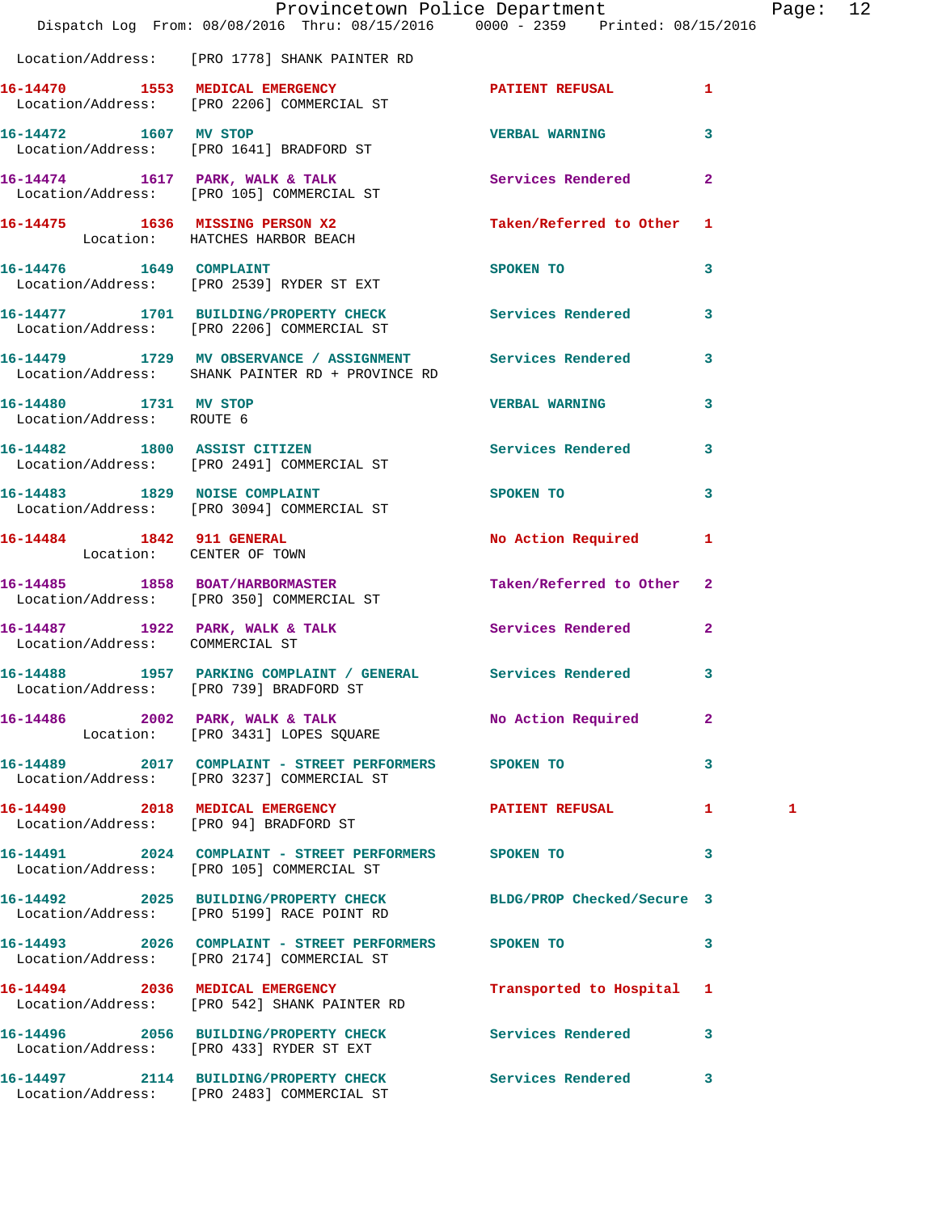Location/Address: [PRO 1778] SHANK PAINTER RD

| Call # | Time | Call Reason | Action | Priority | |
|---|---|---|---|---|---|
| 16-14470 | 1553 | MEDICAL EMERGENCY | PATIENT REFUSAL | 1 | |
| | | Location/Address: [PRO 2206] COMMERCIAL ST | | | |
| 16-14472 | 1607 | MV STOP | VERBAL WARNING | 3 | |
| | | Location/Address: [PRO 1641] BRADFORD ST | | | |
| 16-14474 | 1617 | PARK, WALK & TALK | Services Rendered | 2 | |
| | | Location/Address: [PRO 105] COMMERCIAL ST | | | |
| 16-14475 | 1636 | MISSING PERSON X2 | Taken/Referred to Other | 1 | |
| | | Location: HATCHES HARBOR BEACH | | | |
| 16-14476 | 1649 | COMPLAINT | SPOKEN TO | 3 | |
| | | Location/Address: [PRO 2539] RYDER ST EXT | | | |
| 16-14477 | 1701 | BUILDING/PROPERTY CHECK | Services Rendered | 3 | |
| | | Location/Address: [PRO 2206] COMMERCIAL ST | | | |
| 16-14479 | 1729 | MV OBSERVANCE / ASSIGNMENT | Services Rendered | 3 | |
| | | Location/Address: SHANK PAINTER RD + PROVINCE RD | | | |
| 16-14480 | 1731 | MV STOP | VERBAL WARNING | 3 | |
| | | Location/Address: ROUTE 6 | | | |
| 16-14482 | 1800 | ASSIST CITIZEN | Services Rendered | 3 | |
| | | Location/Address: [PRO 2491] COMMERCIAL ST | | | |
| 16-14483 | 1829 | NOISE COMPLAINT | SPOKEN TO | 3 | |
| | | Location/Address: [PRO 3094] COMMERCIAL ST | | | |
| 16-14484 | 1842 | 911 GENERAL | No Action Required | 1 | |
| | | Location: CENTER OF TOWN | | | |
| 16-14485 | 1858 | BOAT/HARBORMASTER | Taken/Referred to Other | 2 | |
| | | Location/Address: [PRO 350] COMMERCIAL ST | | | |
| 16-14487 | 1922 | PARK, WALK & TALK | Services Rendered | 2 | |
| | | Location/Address: COMMERCIAL ST | | | |
| 16-14488 | 1957 | PARKING COMPLAINT / GENERAL | Services Rendered | 3 | |
| | | Location/Address: [PRO 739] BRADFORD ST | | | |
| 16-14486 | 2002 | PARK, WALK & TALK | No Action Required | 2 | |
| | | Location: [PRO 3431] LOPES SQUARE | | | |
| 16-14489 | 2017 | COMPLAINT - STREET PERFORMERS | SPOKEN TO | 3 | |
| | | Location/Address: [PRO 3237] COMMERCIAL ST | | | |
| 16-14490 | 2018 | MEDICAL EMERGENCY | PATIENT REFUSAL | 1 | 1 |
| | | Location/Address: [PRO 94] BRADFORD ST | | | |
| 16-14491 | 2024 | COMPLAINT - STREET PERFORMERS | SPOKEN TO | 3 | |
| | | Location/Address: [PRO 105] COMMERCIAL ST | | | |
| 16-14492 | 2025 | BUILDING/PROPERTY CHECK | BLDG/PROP Checked/Secure | 3 | |
| | | Location/Address: [PRO 5199] RACE POINT RD | | | |
| 16-14493 | 2026 | COMPLAINT - STREET PERFORMERS | SPOKEN TO | 3 | |
| | | Location/Address: [PRO 2174] COMMERCIAL ST | | | |
| 16-14494 | 2036 | MEDICAL EMERGENCY | Transported to Hospital | 1 | |
| | | Location/Address: [PRO 542] SHANK PAINTER RD | | | |
| 16-14496 | 2056 | BUILDING/PROPERTY CHECK | Services Rendered | 3 | |
| | | Location/Address: [PRO 433] RYDER ST EXT | | | |
| 16-14497 | 2114 | BUILDING/PROPERTY CHECK | Services Rendered | 3 | |
| | | Location/Address: [PRO 2483] COMMERCIAL ST | | | |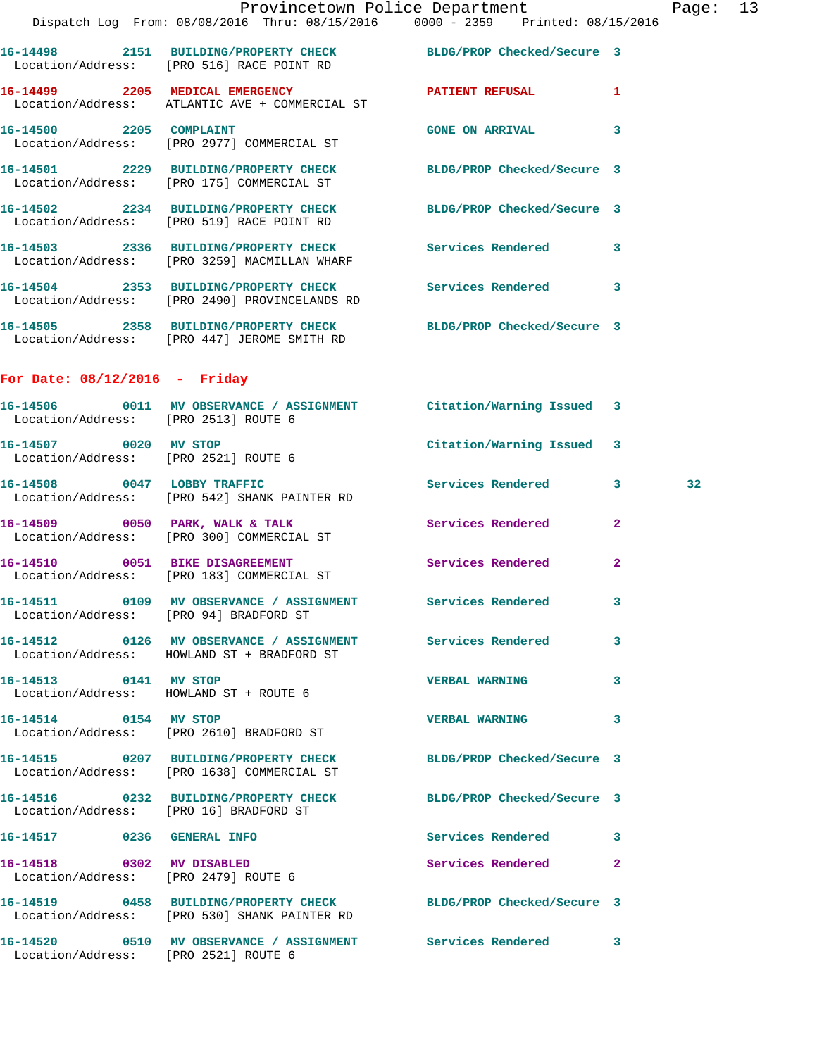16-14498 2151 BUILDING/PROPERTY CHECK BLDG/PROP Checked/Secure 3
Location/Address: [PRO 516] RACE POINT RD

16-14499 2205 MEDICAL EMERGENCY PATIENT REFUSAL 1
Location/Address: ATLANTIC AVE + COMMERCIAL ST

16-14500 2205 COMPLAINT GONE ON ARRIVAL 3
Location/Address: [PRO 2977] COMMERCIAL ST

16-14501 2229 BUILDING/PROPERTY CHECK BLDG/PROP Checked/Secure 3
Location/Address: [PRO 175] COMMERCIAL ST

16-14502 2234 BUILDING/PROPERTY CHECK BLDG/PROP Checked/Secure 3
Location/Address: [PRO 519] RACE POINT RD

16-14503 2336 BUILDING/PROPERTY CHECK Services Rendered 3
Location/Address: [PRO 3259] MACMILLAN WHARF

16-14504 2353 BUILDING/PROPERTY CHECK Services Rendered 3
Location/Address: [PRO 2490] PROVINCELANDS RD

16-14505 2358 BUILDING/PROPERTY CHECK BLDG/PROP Checked/Secure 3
Location/Address: [PRO 447] JEROME SMITH RD

## For Date: 08/12/2016 - Friday

16-14506 0011 MV OBSERVANCE / ASSIGNMENT Citation/Warning Issued 3
Location/Address: [PRO 2513] ROUTE 6

16-14507 0020 MV STOP Citation/Warning Issued 3
Location/Address: [PRO 2521] ROUTE 6

16-14508 0047 LOBBY TRAFFIC Services Rendered 3 32
Location/Address: [PRO 542] SHANK PAINTER RD

16-14509 0050 PARK, WALK & TALK Services Rendered 2
Location/Address: [PRO 300] COMMERCIAL ST

16-14510 0051 BIKE DISAGREEMENT Services Rendered 2
Location/Address: [PRO 183] COMMERCIAL ST

16-14511 0109 MV OBSERVANCE / ASSIGNMENT Services Rendered 3
Location/Address: [PRO 94] BRADFORD ST

16-14512 0126 MV OBSERVANCE / ASSIGNMENT Services Rendered 3
Location/Address: HOWLAND ST + BRADFORD ST

16-14513 0141 MV STOP VERBAL WARNING 3
Location/Address: HOWLAND ST + ROUTE 6

16-14514 0154 MV STOP VERBAL WARNING 3
Location/Address: [PRO 2610] BRADFORD ST

16-14515 0207 BUILDING/PROPERTY CHECK BLDG/PROP Checked/Secure 3
Location/Address: [PRO 1638] COMMERCIAL ST

16-14516 0232 BUILDING/PROPERTY CHECK BLDG/PROP Checked/Secure 3
Location/Address: [PRO 16] BRADFORD ST

16-14517 0236 GENERAL INFO Services Rendered 3

16-14518 0302 MV DISABLED Services Rendered 2
Location/Address: [PRO 2479] ROUTE 6

16-14519 0458 BUILDING/PROPERTY CHECK BLDG/PROP Checked/Secure 3
Location/Address: [PRO 530] SHANK PAINTER RD

16-14520 0510 MV OBSERVANCE / ASSIGNMENT Services Rendered 3
Location/Address: [PRO 2521] ROUTE 6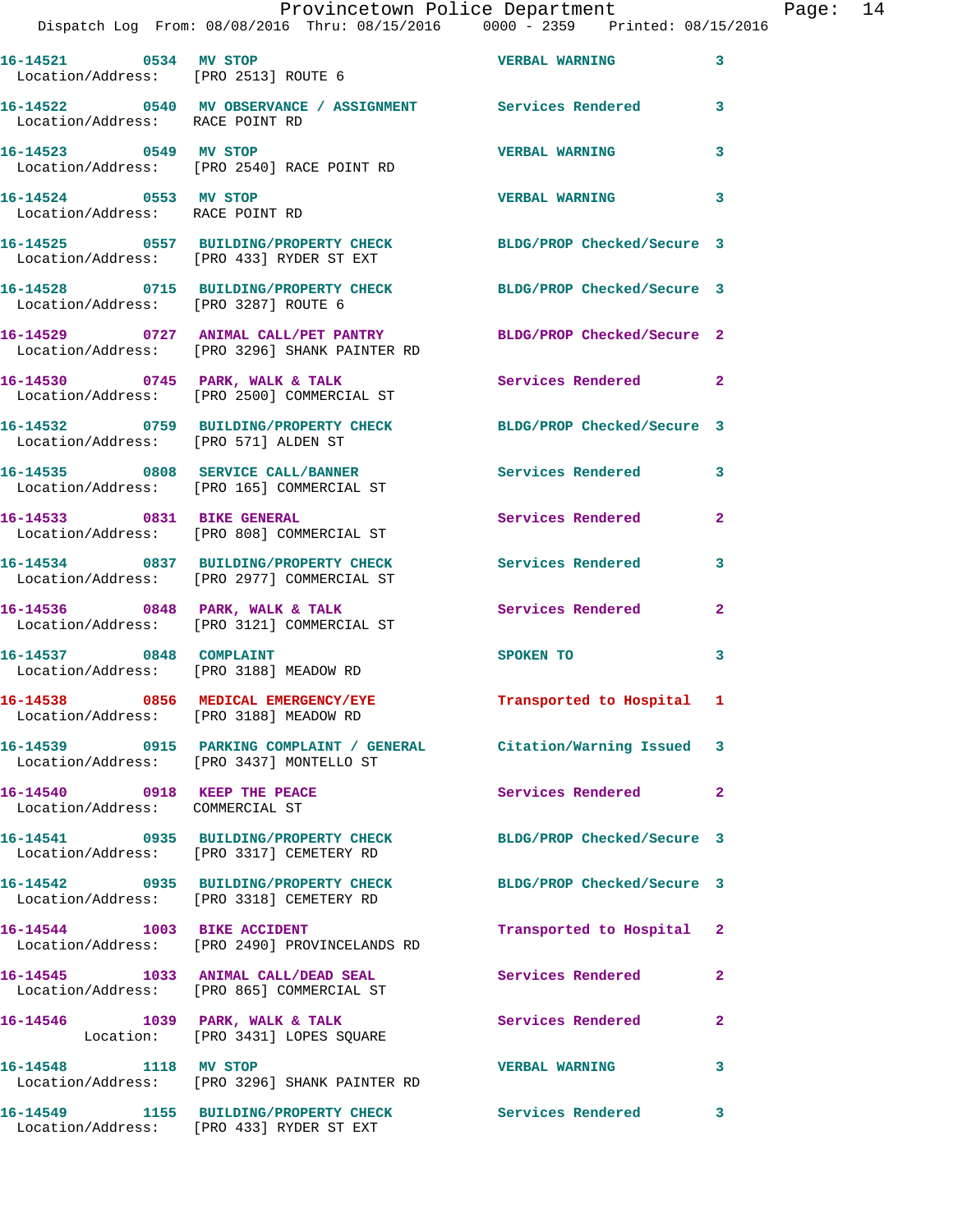16-14521 0534 MV STOP VERBAL WARNING 3
Location/Address: [PRO 2513] ROUTE 6

16-14522 0540 MV OBSERVANCE / ASSIGNMENT Services Rendered 3
Location/Address: RACE POINT RD

16-14523 0549 MV STOP VERBAL WARNING 3
Location/Address: [PRO 2540] RACE POINT RD

16-14524 0553 MV STOP VERBAL WARNING 3
Location/Address: RACE POINT RD

16-14525 0557 BUILDING/PROPERTY CHECK BLDG/PROP Checked/Secure 3
Location/Address: [PRO 433] RYDER ST EXT

16-14528 0715 BUILDING/PROPERTY CHECK BLDG/PROP Checked/Secure 3
Location/Address: [PRO 3287] ROUTE 6

16-14529 0727 ANIMAL CALL/PET PANTRY BLDG/PROP Checked/Secure 2
Location/Address: [PRO 3296] SHANK PAINTER RD

16-14530 0745 PARK, WALK & TALK Services Rendered 2
Location/Address: [PRO 2500] COMMERCIAL ST

16-14532 0759 BUILDING/PROPERTY CHECK BLDG/PROP Checked/Secure 3
Location/Address: [PRO 571] ALDEN ST

16-14535 0808 SERVICE CALL/BANNER Services Rendered 3
Location/Address: [PRO 165] COMMERCIAL ST

16-14533 0831 BIKE GENERAL Services Rendered 2
Location/Address: [PRO 808] COMMERCIAL ST

16-14534 0837 BUILDING/PROPERTY CHECK Services Rendered 3
Location/Address: [PRO 2977] COMMERCIAL ST

16-14536 0848 PARK, WALK & TALK Services Rendered 2
Location/Address: [PRO 3121] COMMERCIAL ST

16-14537 0848 COMPLAINT SPOKEN TO 3
Location/Address: [PRO 3188] MEADOW RD

16-14538 0856 MEDICAL EMERGENCY/EYE Transported to Hospital 1
Location/Address: [PRO 3188] MEADOW RD

16-14539 0915 PARKING COMPLAINT / GENERAL Citation/Warning Issued 3
Location/Address: [PRO 3437] MONTELLO ST

16-14540 0918 KEEP THE PEACE Services Rendered 2
Location/Address: COMMERCIAL ST

16-14541 0935 BUILDING/PROPERTY CHECK BLDG/PROP Checked/Secure 3
Location/Address: [PRO 3317] CEMETERY RD

16-14542 0935 BUILDING/PROPERTY CHECK BLDG/PROP Checked/Secure 3
Location/Address: [PRO 3318] CEMETERY RD

16-14544 1003 BIKE ACCIDENT Transported to Hospital 2
Location/Address: [PRO 2490] PROVINCELANDS RD

16-14545 1033 ANIMAL CALL/DEAD SEAL Services Rendered 2
Location/Address: [PRO 865] COMMERCIAL ST

16-14546 1039 PARK, WALK & TALK Services Rendered 2
Location: [PRO 3431] LOPES SQUARE

16-14548 1118 MV STOP VERBAL WARNING 3
Location/Address: [PRO 3296] SHANK PAINTER RD

16-14549 1155 BUILDING/PROPERTY CHECK Services Rendered 3
Location/Address: [PRO 433] RYDER ST EXT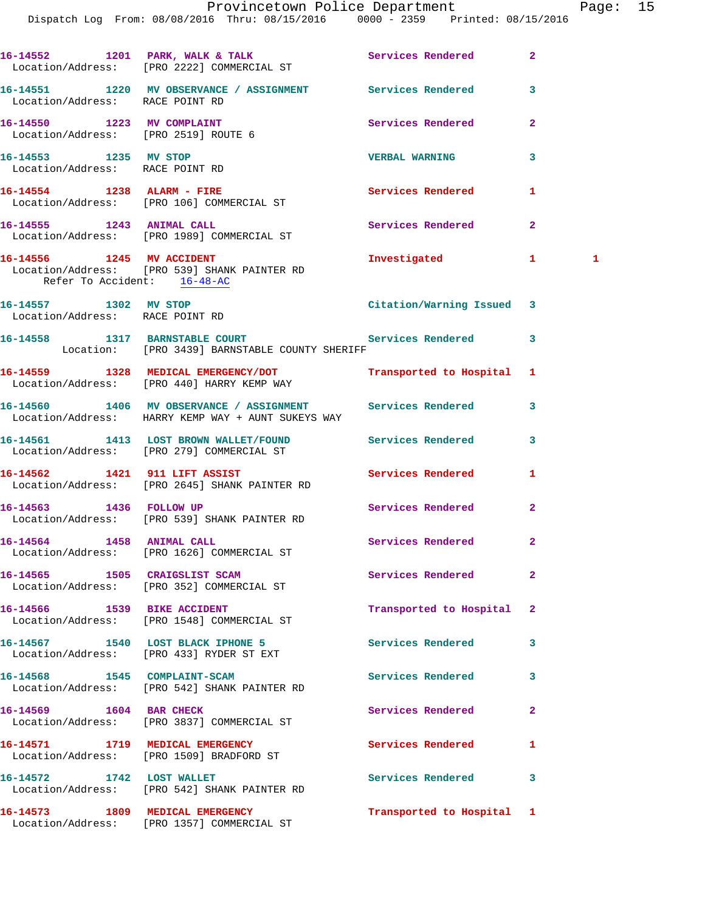16-14552 1201 PARK, WALK & TALK Services Rendered 2
Location/Address: [PRO 2222] COMMERCIAL ST

16-14551 1220 MV OBSERVANCE / ASSIGNMENT Services Rendered 3
Location/Address: RACE POINT RD

16-14550 1223 MV COMPLAINT Services Rendered 2
Location/Address: [PRO 2519] ROUTE 6

16-14553 1235 MV STOP VERBAL WARNING 3
Location/Address: RACE POINT RD

16-14554 1238 ALARM - FIRE Services Rendered 1
Location/Address: [PRO 106] COMMERCIAL ST

16-14555 1243 ANIMAL CALL Services Rendered 2
Location/Address: [PRO 1989] COMMERCIAL ST

16-14556 1245 MV ACCIDENT Investigated 1 1
Location/Address: [PRO 539] SHANK PAINTER RD
Refer To Accident: 16-48-AC

16-14557 1302 MV STOP Citation/Warning Issued 3
Location/Address: RACE POINT RD

16-14558 1317 BARNSTABLE COURT Services Rendered 3
Location: [PRO 3439] BARNSTABLE COUNTY SHERIFF

16-14559 1328 MEDICAL EMERGENCY/DOT Transported to Hospital 1
Location/Address: [PRO 440] HARRY KEMP WAY

16-14560 1406 MV OBSERVANCE / ASSIGNMENT Services Rendered 3
Location/Address: HARRY KEMP WAY + AUNT SUKEYS WAY

16-14561 1413 LOST BROWN WALLET/FOUND Services Rendered 3
Location/Address: [PRO 279] COMMERCIAL ST

16-14562 1421 911 LIFT ASSIST Services Rendered 1
Location/Address: [PRO 2645] SHANK PAINTER RD

16-14563 1436 FOLLOW UP Services Rendered 2
Location/Address: [PRO 539] SHANK PAINTER RD

16-14564 1458 ANIMAL CALL Services Rendered 2
Location/Address: [PRO 1626] COMMERCIAL ST

16-14565 1505 CRAIGSLIST SCAM Services Rendered 2
Location/Address: [PRO 352] COMMERCIAL ST

16-14566 1539 BIKE ACCIDENT Transported to Hospital 2
Location/Address: [PRO 1548] COMMERCIAL ST

16-14567 1540 LOST BLACK IPHONE 5 Services Rendered 3
Location/Address: [PRO 433] RYDER ST EXT

16-14568 1545 COMPLAINT-SCAM Services Rendered 3
Location/Address: [PRO 542] SHANK PAINTER RD

16-14569 1604 BAR CHECK Services Rendered 2
Location/Address: [PRO 3837] COMMERCIAL ST

16-14571 1719 MEDICAL EMERGENCY Services Rendered 1
Location/Address: [PRO 1509] BRADFORD ST

16-14572 1742 LOST WALLET Services Rendered 3
Location/Address: [PRO 542] SHANK PAINTER RD

16-14573 1809 MEDICAL EMERGENCY Transported to Hospital 1
Location/Address: [PRO 1357] COMMERCIAL ST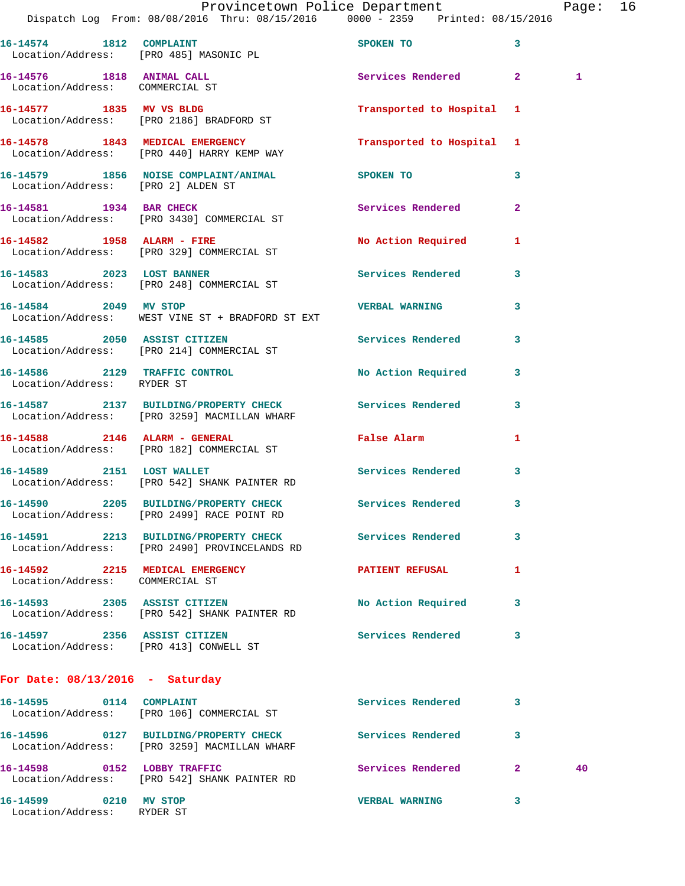16-14574 1812 COMPLAINT SPOKEN TO 3
Location/Address: [PRO 485] MASONIC PL

16-14576 1818 ANIMAL CALL Services Rendered 2 1
Location/Address: COMMERCIAL ST

16-14577 1835 MV VS BLDG Transported to Hospital 1
Location/Address: [PRO 2186] BRADFORD ST

16-14578 1843 MEDICAL EMERGENCY Transported to Hospital 1
Location/Address: [PRO 440] HARRY KEMP WAY

16-14579 1856 NOISE COMPLAINT/ANIMAL SPOKEN TO 3
Location/Address: [PRO 2] ALDEN ST

16-14581 1934 BAR CHECK Services Rendered 2
Location/Address: [PRO 3430] COMMERCIAL ST

16-14582 1958 ALARM - FIRE No Action Required 1
Location/Address: [PRO 329] COMMERCIAL ST

16-14583 2023 LOST BANNER Services Rendered 3
Location/Address: [PRO 248] COMMERCIAL ST

16-14584 2049 MV STOP VERBAL WARNING 3
Location/Address: WEST VINE ST + BRADFORD ST EXT

16-14585 2050 ASSIST CITIZEN Services Rendered 3
Location/Address: [PRO 214] COMMERCIAL ST

16-14586 2129 TRAFFIC CONTROL No Action Required 3
Location/Address: RYDER ST

16-14587 2137 BUILDING/PROPERTY CHECK Services Rendered 3
Location/Address: [PRO 3259] MACMILLAN WHARF

16-14588 2146 ALARM - GENERAL False Alarm 1
Location/Address: [PRO 182] COMMERCIAL ST

16-14589 2151 LOST WALLET Services Rendered 3
Location/Address: [PRO 542] SHANK PAINTER RD

16-14590 2205 BUILDING/PROPERTY CHECK Services Rendered 3
Location/Address: [PRO 2499] RACE POINT RD

16-14591 2213 BUILDING/PROPERTY CHECK Services Rendered 3
Location/Address: [PRO 2490] PROVINCELANDS RD

16-14592 2215 MEDICAL EMERGENCY PATIENT REFUSAL 1
Location/Address: COMMERCIAL ST

16-14593 2305 ASSIST CITIZEN No Action Required 3
Location/Address: [PRO 542] SHANK PAINTER RD

16-14597 2356 ASSIST CITIZEN Services Rendered 3
Location/Address: [PRO 413] CONWELL ST

**For Date: 08/13/2016 - Saturday**

16-14595 0114 COMPLAINT Services Rendered 3
Location/Address: [PRO 106] COMMERCIAL ST

16-14596 0127 BUILDING/PROPERTY CHECK Services Rendered 3
Location/Address: [PRO 3259] MACMILLAN WHARF

16-14598 0152 LOBBY TRAFFIC Services Rendered 2 40
Location/Address: [PRO 542] SHANK PAINTER RD

16-14599 0210 MV STOP VERBAL WARNING 3
Location/Address: RYDER ST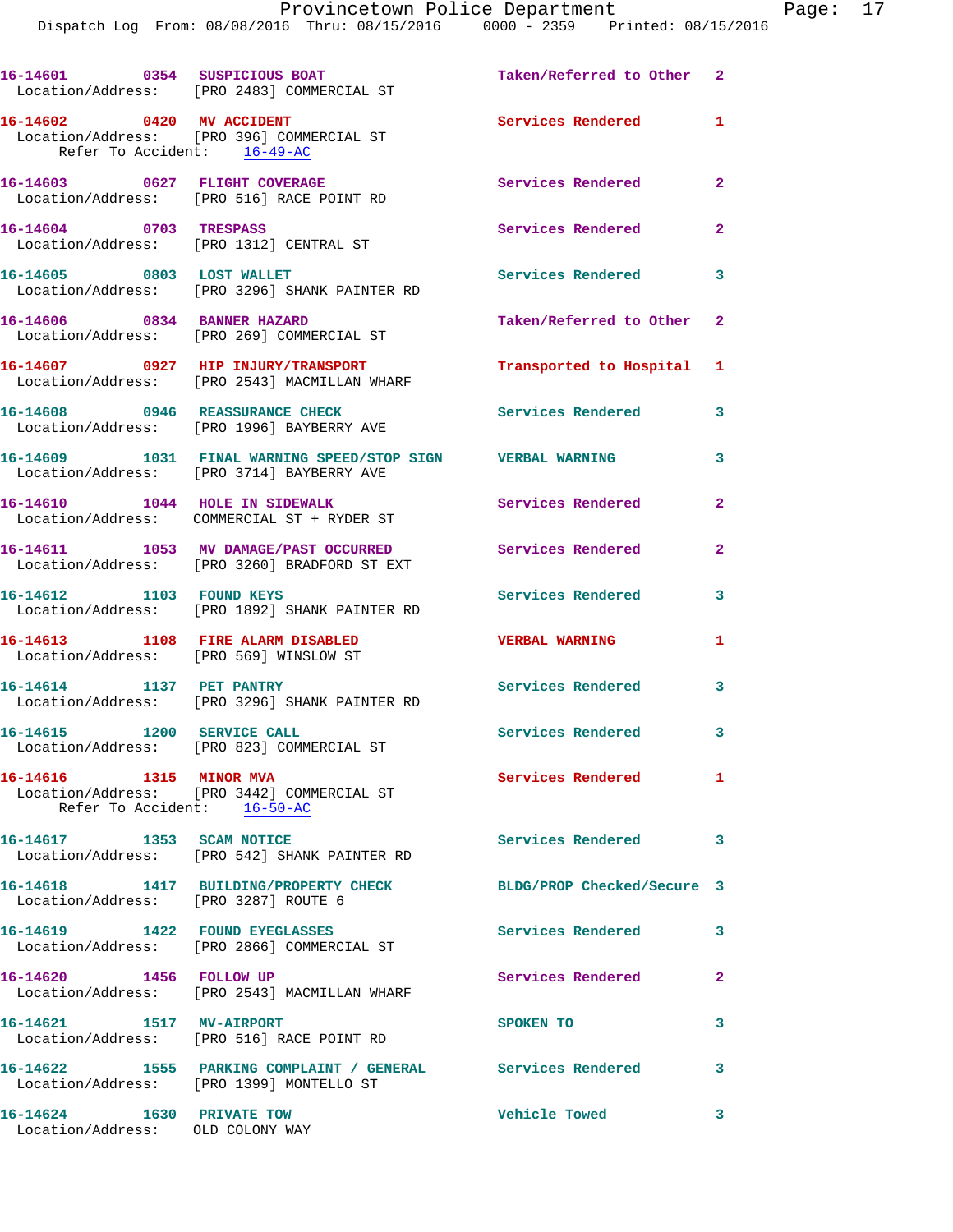16-14601 0354 SUSPICIOUS BOAT Taken/Referred to Other 2
Location/Address: [PRO 2483] COMMERCIAL ST

16-14602 0420 MV ACCIDENT Services Rendered 1
Location/Address: [PRO 396] COMMERCIAL ST
Refer To Accident: 16-49-AC

16-14603 0627 FLIGHT COVERAGE Services Rendered 2
Location/Address: [PRO 516] RACE POINT RD

16-14604 0703 TRESPASS Services Rendered 2
Location/Address: [PRO 1312] CENTRAL ST

16-14605 0803 LOST WALLET Services Rendered 3
Location/Address: [PRO 3296] SHANK PAINTER RD

16-14606 0834 BANNER HAZARD Taken/Referred to Other 2
Location/Address: [PRO 269] COMMERCIAL ST

16-14607 0927 HIP INJURY/TRANSPORT Transported to Hospital 1
Location/Address: [PRO 2543] MACMILLAN WHARF

16-14608 0946 REASSURANCE CHECK Services Rendered 3
Location/Address: [PRO 1996] BAYBERRY AVE

16-14609 1031 FINAL WARNING SPEED/STOP SIGN VERBAL WARNING 3
Location/Address: [PRO 3714] BAYBERRY AVE

16-14610 1044 HOLE IN SIDEWALK Services Rendered 2
Location/Address: COMMERCIAL ST + RYDER ST

16-14611 1053 MV DAMAGE/PAST OCCURRED Services Rendered 2
Location/Address: [PRO 3260] BRADFORD ST EXT

16-14612 1103 FOUND KEYS Services Rendered 3
Location/Address: [PRO 1892] SHANK PAINTER RD

16-14613 1108 FIRE ALARM DISABLED VERBAL WARNING 1
Location/Address: [PRO 569] WINSLOW ST

16-14614 1137 PET PANTRY Services Rendered 3
Location/Address: [PRO 3296] SHANK PAINTER RD

16-14615 1200 SERVICE CALL Services Rendered 3
Location/Address: [PRO 823] COMMERCIAL ST

16-14616 1315 MINOR MVA Services Rendered 1
Location/Address: [PRO 3442] COMMERCIAL ST
Refer To Accident: 16-50-AC

16-14617 1353 SCAM NOTICE Services Rendered 3
Location/Address: [PRO 542] SHANK PAINTER RD

16-14618 1417 BUILDING/PROPERTY CHECK BLDG/PROP Checked/Secure 3
Location/Address: [PRO 3287] ROUTE 6

16-14619 1422 FOUND EYEGLASSES Services Rendered 3
Location/Address: [PRO 2866] COMMERCIAL ST

16-14620 1456 FOLLOW UP Services Rendered 2
Location/Address: [PRO 2543] MACMILLAN WHARF

16-14621 1517 MV-AIRPORT SPOKEN TO 3
Location/Address: [PRO 516] RACE POINT RD

16-14622 1555 PARKING COMPLAINT / GENERAL Services Rendered 3
Location/Address: [PRO 1399] MONTELLO ST

16-14624 1630 PRIVATE TOW Vehicle Towed 3
Location/Address: OLD COLONY WAY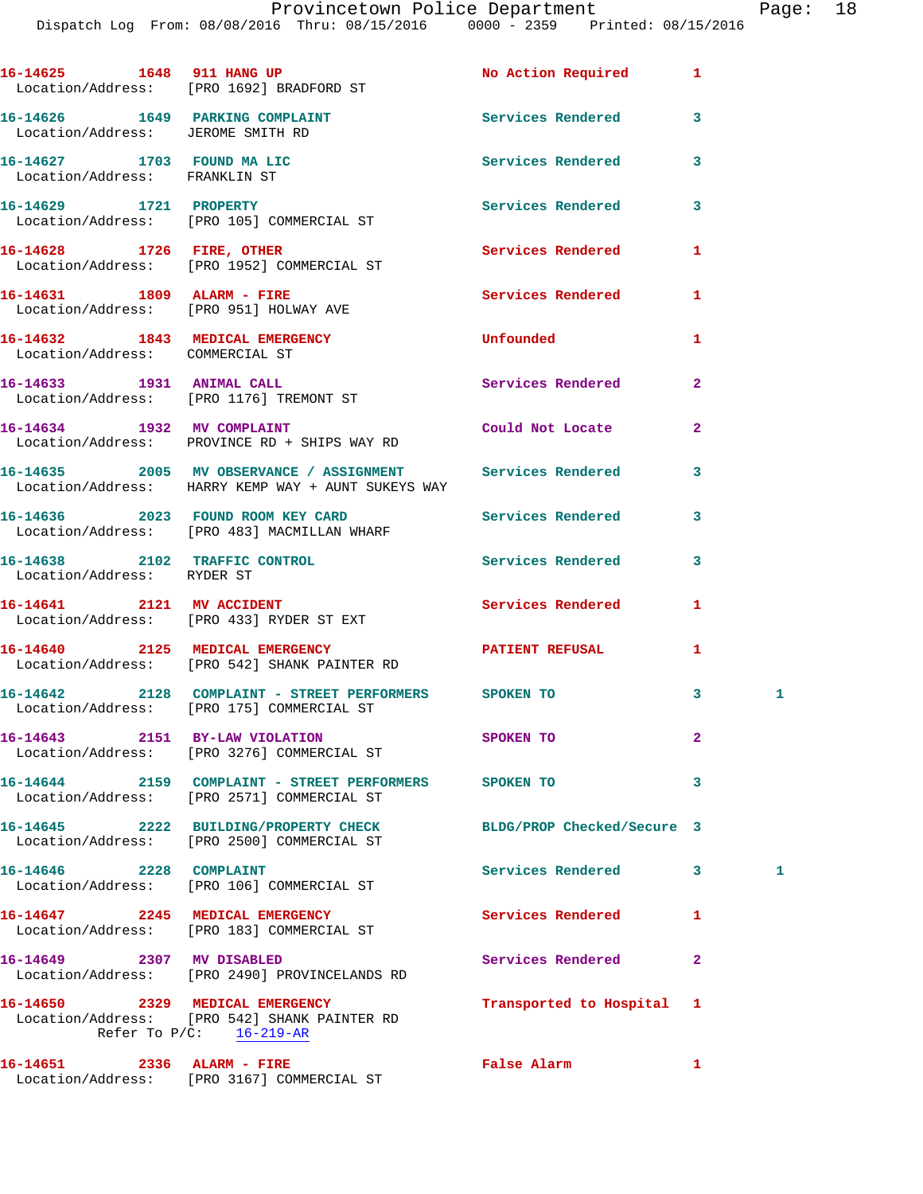16-14625 1648 911 HANG UP No Action Required 1
Location/Address: [PRO 1692] BRADFORD ST

16-14626 1649 PARKING COMPLAINT Services Rendered 3
Location/Address: JEROME SMITH RD

16-14627 1703 FOUND MA LIC Services Rendered 3
Location/Address: FRANKLIN ST

16-14629 1721 PROPERTY Services Rendered 3
Location/Address: [PRO 105] COMMERCIAL ST

16-14628 1726 FIRE, OTHER Services Rendered 1
Location/Address: [PRO 1952] COMMERCIAL ST

16-14631 1809 ALARM - FIRE Services Rendered 1
Location/Address: [PRO 951] HOLWAY AVE

16-14632 1843 MEDICAL EMERGENCY Unfounded 1
Location/Address: COMMERCIAL ST

16-14633 1931 ANIMAL CALL Services Rendered 2
Location/Address: [PRO 1176] TREMONT ST

16-14634 1932 MV COMPLAINT Could Not Locate 2
Location/Address: PROVINCE RD + SHIPS WAY RD

16-14635 2005 MV OBSERVANCE / ASSIGNMENT Services Rendered 3
Location/Address: HARRY KEMP WAY + AUNT SUKEYS WAY

16-14636 2023 FOUND ROOM KEY CARD Services Rendered 3
Location/Address: [PRO 483] MACMILLAN WHARF

16-14638 2102 TRAFFIC CONTROL Services Rendered 3
Location/Address: RYDER ST

16-14641 2121 MV ACCIDENT Services Rendered 1
Location/Address: [PRO 433] RYDER ST EXT

16-14640 2125 MEDICAL EMERGENCY PATIENT REFUSAL 1
Location/Address: [PRO 542] SHANK PAINTER RD

16-14642 2128 COMPLAINT - STREET PERFORMERS SPOKEN TO 3 1
Location/Address: [PRO 175] COMMERCIAL ST

16-14643 2151 BY-LAW VIOLATION SPOKEN TO 2
Location/Address: [PRO 3276] COMMERCIAL ST

16-14644 2159 COMPLAINT - STREET PERFORMERS SPOKEN TO 3
Location/Address: [PRO 2571] COMMERCIAL ST

16-14645 2222 BUILDING/PROPERTY CHECK BLDG/PROP Checked/Secure 3
Location/Address: [PRO 2500] COMMERCIAL ST

16-14646 2228 COMPLAINT Services Rendered 3 1
Location/Address: [PRO 106] COMMERCIAL ST

16-14647 2245 MEDICAL EMERGENCY Services Rendered 1
Location/Address: [PRO 183] COMMERCIAL ST

16-14649 2307 MV DISABLED Services Rendered 2
Location/Address: [PRO 2490] PROVINCELANDS RD

16-14650 2329 MEDICAL EMERGENCY Transported to Hospital 1
Location/Address: [PRO 542] SHANK PAINTER RD
Refer To P/C: 16-219-AR

16-14651 2336 ALARM - FIRE False Alarm 1
Location/Address: [PRO 3167] COMMERCIAL ST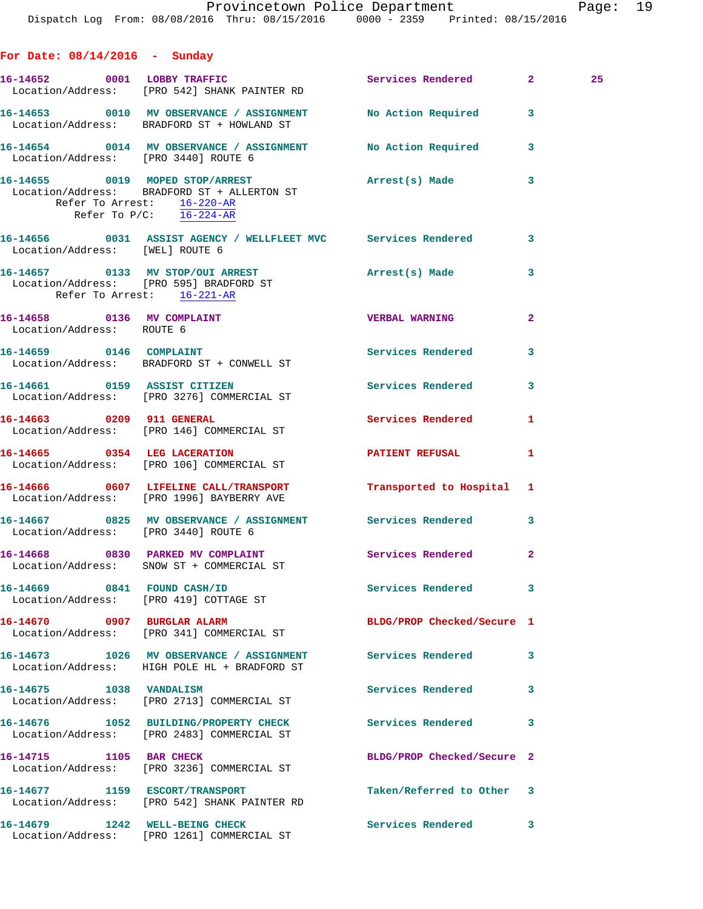## For Date: 08/14/2016 - Sunday

**16-14652** 0001 **LOBBY TRAFFIC** — Services Rendered 2 25
Location/Address: [PRO 542] SHANK PAINTER RD

**16-14653** 0010 **MV OBSERVATION / ASSIGNMENT** — No Action Required 3
Location/Address: BRADFORD ST + HOWLAND ST

**16-14654** 0014 **MV OBSERVATION / ASSIGNMENT** — No Action Required 3
Location/Address: [PRO 3440] ROUTE 6

**16-14655** 0019 **MOPED STOP/ARREST** — Arrest(s) Made 3
Location/Address: BRADFORD ST + ALLERTON ST
Refer To Arrest: 16-220-AR
Refer To P/C: 16-224-AR

**16-14656** 0031 **ASSIST AGENCY / WELLFLEET MVC** — Services Rendered 3
Location/Address: [WEL] ROUTE 6

**16-14657** 0133 **MV STOP/OUI ARREST** — Arrest(s) Made 3
Location/Address: [PRO 595] BRADFORD ST
Refer To Arrest: 16-221-AR

**16-14658** 0136 **MV COMPLAINT** — VERBAL WARNING 2
Location/Address: ROUTE 6

**16-14659** 0146 **COMPLAINT** — Services Rendered 3
Location/Address: BRADFORD ST + CONWELL ST

**16-14661** 0159 **ASSIST CITIZEN** — Services Rendered 3
Location/Address: [PRO 3276] COMMERCIAL ST

**16-14663** 0209 **911 GENERAL** — Services Rendered 1
Location/Address: [PRO 146] COMMERCIAL ST

**16-14665** 0354 **LEG LACERATION** — PATIENT REFUSAL 1
Location/Address: [PRO 106] COMMERCIAL ST

**16-14666** 0607 **LIFELINE CALL/TRANSPORT** — Transported to Hospital 1
Location/Address: [PRO 1996] BAYBERRY AVE

**16-14667** 0825 **MV OBSERVATION / ASSIGNMENT** — Services Rendered 3
Location/Address: [PRO 3440] ROUTE 6

**16-14668** 0830 **PARKED MV COMPLAINT** — Services Rendered 2
Location/Address: SNOW ST + COMMERCIAL ST

**16-14669** 0841 **FOUND CASH/ID** — Services Rendered 3
Location/Address: [PRO 419] COTTAGE ST

**16-14670** 0907 **BURGLAR ALARM** — BLDG/PROP Checked/Secure 1
Location/Address: [PRO 341] COMMERCIAL ST

**16-14673** 1026 **MV OBSERVATION / ASSIGNMENT** — Services Rendered 3
Location/Address: HIGH POLE HL + BRADFORD ST

**16-14675** 1038 **VANDALISM** — Services Rendered 3
Location/Address: [PRO 2713] COMMERCIAL ST

**16-14676** 1052 **BUILDING/PROPERTY CHECK** — Services Rendered 3
Location/Address: [PRO 2483] COMMERCIAL ST

**16-14715** 1105 **BAR CHECK** — BLDG/PROP Checked/Secure 2
Location/Address: [PRO 3236] COMMERCIAL ST

**16-14677** 1159 **ESCORT/TRANSPORT** — Taken/Referred to Other 3
Location/Address: [PRO 542] SHANK PAINTER RD

**16-14679** 1242 **WELL-BEING CHECK** — Services Rendered 3
Location/Address: [PRO 1261] COMMERCIAL ST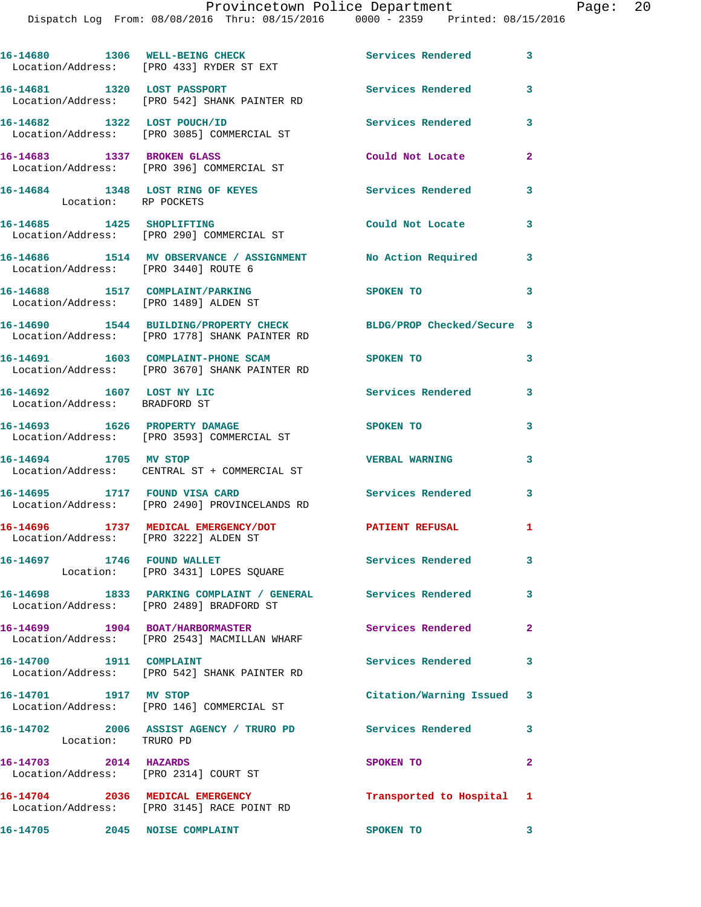16-14680 1306 WELL-BEING CHECK Services Rendered 3
Location/Address: [PRO 433] RYDER ST EXT

16-14681 1320 LOST PASSPORT Services Rendered 3
Location/Address: [PRO 542] SHANK PAINTER RD

16-14682 1322 LOST POUCH/ID Services Rendered 3
Location/Address: [PRO 3085] COMMERCIAL ST

16-14683 1337 BROKEN GLASS Could Not Locate 2
Location/Address: [PRO 396] COMMERCIAL ST

16-14684 1348 LOST RING OF KEYES Services Rendered 3
Location: RP POCKETS

16-14685 1425 SHOPLIFTING Could Not Locate 3
Location/Address: [PRO 290] COMMERCIAL ST

16-14686 1514 MV OBSERVANCE / ASSIGNMENT No Action Required 3
Location/Address: [PRO 3440] ROUTE 6

16-14688 1517 COMPLAINT/PARKING SPOKEN TO 3
Location/Address: [PRO 1489] ALDEN ST

16-14690 1544 BUILDING/PROPERTY CHECK BLDG/PROP Checked/Secure 3
Location/Address: [PRO 1778] SHANK PAINTER RD

16-14691 1603 COMPLAINT-PHONE SCAM SPOKEN TO 3
Location/Address: [PRO 3670] SHANK PAINTER RD

16-14692 1607 LOST NY LIC Services Rendered 3
Location/Address: BRADFORD ST

16-14693 1626 PROPERTY DAMAGE SPOKEN TO 3
Location/Address: [PRO 3593] COMMERCIAL ST

16-14694 1705 MV STOP VERBAL WARNING 3
Location/Address: CENTRAL ST + COMMERCIAL ST

16-14695 1717 FOUND VISA CARD Services Rendered 3
Location/Address: [PRO 2490] PROVINCELANDS RD

16-14696 1737 MEDICAL EMERGENCY/DOT PATIENT REFUSAL 1
Location/Address: [PRO 3222] ALDEN ST

16-14697 1746 FOUND WALLET Services Rendered 3
Location: [PRO 3431] LOPES SQUARE

16-14698 1833 PARKING COMPLAINT / GENERAL Services Rendered 3
Location/Address: [PRO 2489] BRADFORD ST

16-14699 1904 BOAT/HARBORMASTER Services Rendered 2
Location/Address: [PRO 2543] MACMILLAN WHARF

16-14700 1911 COMPLAINT Services Rendered 3
Location/Address: [PRO 542] SHANK PAINTER RD

16-14701 1917 MV STOP Citation/Warning Issued 3
Location/Address: [PRO 146] COMMERCIAL ST

16-14702 2006 ASSIST AGENCY / TRURO PD Services Rendered 3
Location: TRURO PD

16-14703 2014 HAZARDS SPOKEN TO 2
Location/Address: [PRO 2314] COURT ST

16-14704 2036 MEDICAL EMERGENCY Transported to Hospital 1
Location/Address: [PRO 3145] RACE POINT RD

16-14705 2045 NOISE COMPLAINT SPOKEN TO 3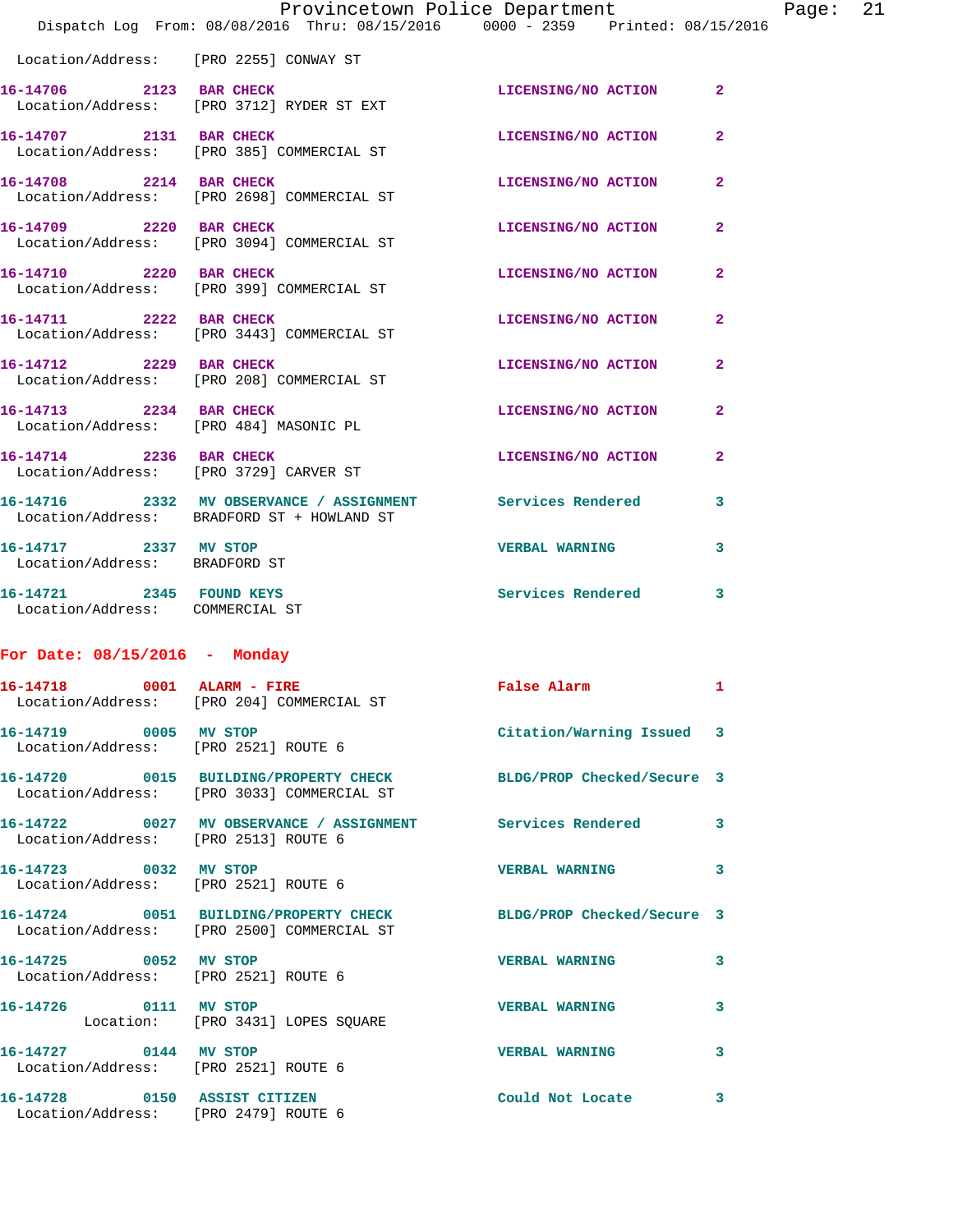Location/Address: [PRO 2255] CONWAY ST

**16-14706** 2123 BAR CHECK LICENSING/NO ACTION 2
Location/Address: [PRO 3712] RYDER ST EXT

**16-14707** 2131 BAR CHECK LICENSING/NO ACTION 2
Location/Address: [PRO 385] COMMERCIAL ST

**16-14708** 2214 BAR CHECK LICENSING/NO ACTION 2
Location/Address: [PRO 2698] COMMERCIAL ST

**16-14709** 2220 BAR CHECK LICENSING/NO ACTION 2
Location/Address: [PRO 3094] COMMERCIAL ST

**16-14710** 2220 BAR CHECK LICENSING/NO ACTION 2
Location/Address: [PRO 399] COMMERCIAL ST

**16-14711** 2222 BAR CHECK LICENSING/NO ACTION 2
Location/Address: [PRO 3443] COMMERCIAL ST

**16-14712** 2229 BAR CHECK LICENSING/NO ACTION 2
Location/Address: [PRO 208] COMMERCIAL ST

**16-14713** 2234 BAR CHECK LICENSING/NO ACTION 2
Location/Address: [PRO 484] MASONIC PL

**16-14714** 2236 BAR CHECK LICENSING/NO ACTION 2
Location/Address: [PRO 3729] CARVER ST

**16-14716** 2332 MV OBSERVANCE / ASSIGNMENT Services Rendered 3
Location/Address: BRADFORD ST + HOWLAND ST

**16-14717** 2337 MV STOP VERBAL WARNING 3
Location/Address: BRADFORD ST

**16-14721** 2345 FOUND KEYS Services Rendered 3
Location/Address: COMMERCIAL ST

## For Date: 08/15/2016 - Monday

**16-14718** 0001 ALARM - FIRE False Alarm 1
Location/Address: [PRO 204] COMMERCIAL ST

**16-14719** 0005 MV STOP Citation/Warning Issued 3
Location/Address: [PRO 2521] ROUTE 6

**16-14720** 0015 BUILDING/PROPERTY CHECK BLDG/PROP Checked/Secure 3
Location/Address: [PRO 3033] COMMERCIAL ST

**16-14722** 0027 MV OBSERVANCE / ASSIGNMENT Services Rendered 3
Location/Address: [PRO 2513] ROUTE 6

**16-14723** 0032 MV STOP VERBAL WARNING 3
Location/Address: [PRO 2521] ROUTE 6

**16-14724** 0051 BUILDING/PROPERTY CHECK BLDG/PROP Checked/Secure 3
Location/Address: [PRO 2500] COMMERCIAL ST

**16-14725** 0052 MV STOP VERBAL WARNING 3
Location/Address: [PRO 2521] ROUTE 6

**16-14726** 0111 MV STOP VERBAL WARNING 3
Location: [PRO 3431] LOPES SQUARE

**16-14727** 0144 MV STOP VERBAL WARNING 3
Location/Address: [PRO 2521] ROUTE 6

**16-14728** 0150 ASSIST CITIZEN Could Not Locate 3
Location/Address: [PRO 2479] ROUTE 6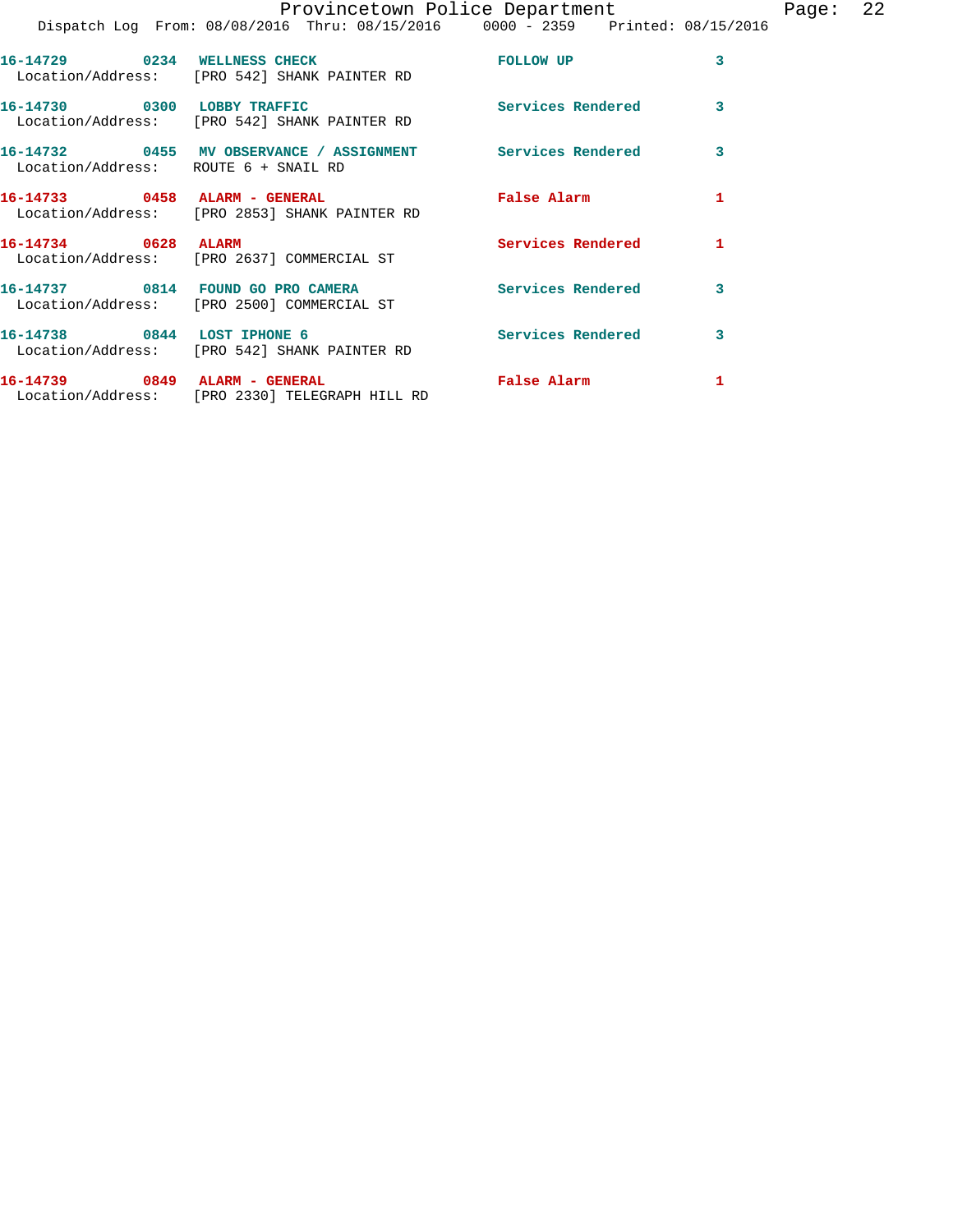16-14729 0234 WELLNESS CHECK FOLLOW UP 3
Location/Address: [PRO 542] SHANK PAINTER RD

16-14730 0300 LOBBY TRAFFIC Services Rendered 3
Location/Address: [PRO 542] SHANK PAINTER RD

16-14732 0455 MV OBSERVANCE / ASSIGNMENT Services Rendered 3
Location/Address: ROUTE 6 + SNAIL RD

16-14733 0458 ALARM - GENERAL False Alarm 1
Location/Address: [PRO 2853] SHANK PAINTER RD

16-14734 0628 ALARM Services Rendered 1
Location/Address: [PRO 2637] COMMERCIAL ST

16-14737 0814 FOUND GO PRO CAMERA Services Rendered 3
Location/Address: [PRO 2500] COMMERCIAL ST

16-14738 0844 LOST IPHONE 6 Services Rendered 3
Location/Address: [PRO 542] SHANK PAINTER RD

16-14739 0849 ALARM - GENERAL False Alarm 1
Location/Address: [PRO 2330] TELEGRAPH HILL RD